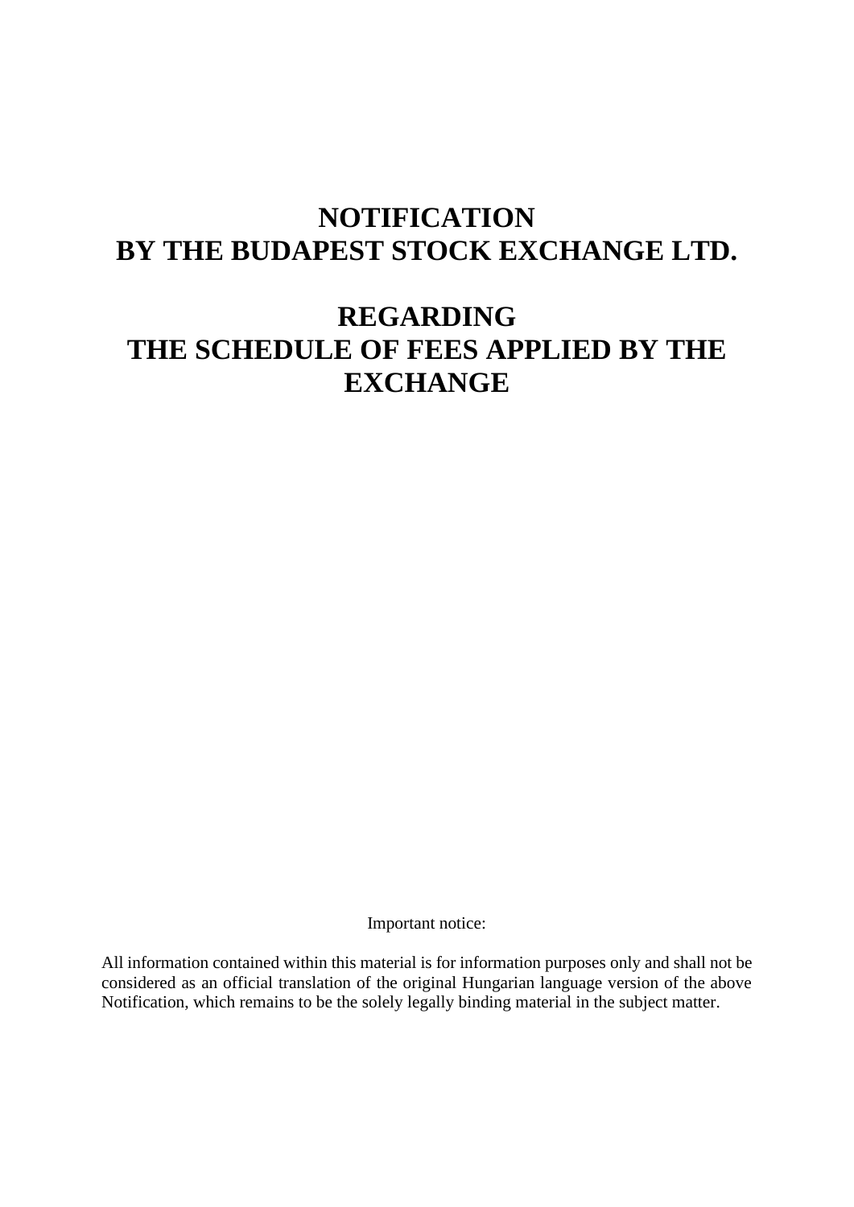# NOTIFICATION
# BY THE BUDAPEST STOCK EXCHANGE LTD.

# REGARDING
# THE SCHEDULE OF FEES APPLIED BY THE EXCHANGE

Important notice:

All information contained within this material is for information purposes only and shall not be considered as an official translation of the original Hungarian language version of the above Notification, which remains to be the solely legally binding material in the subject matter.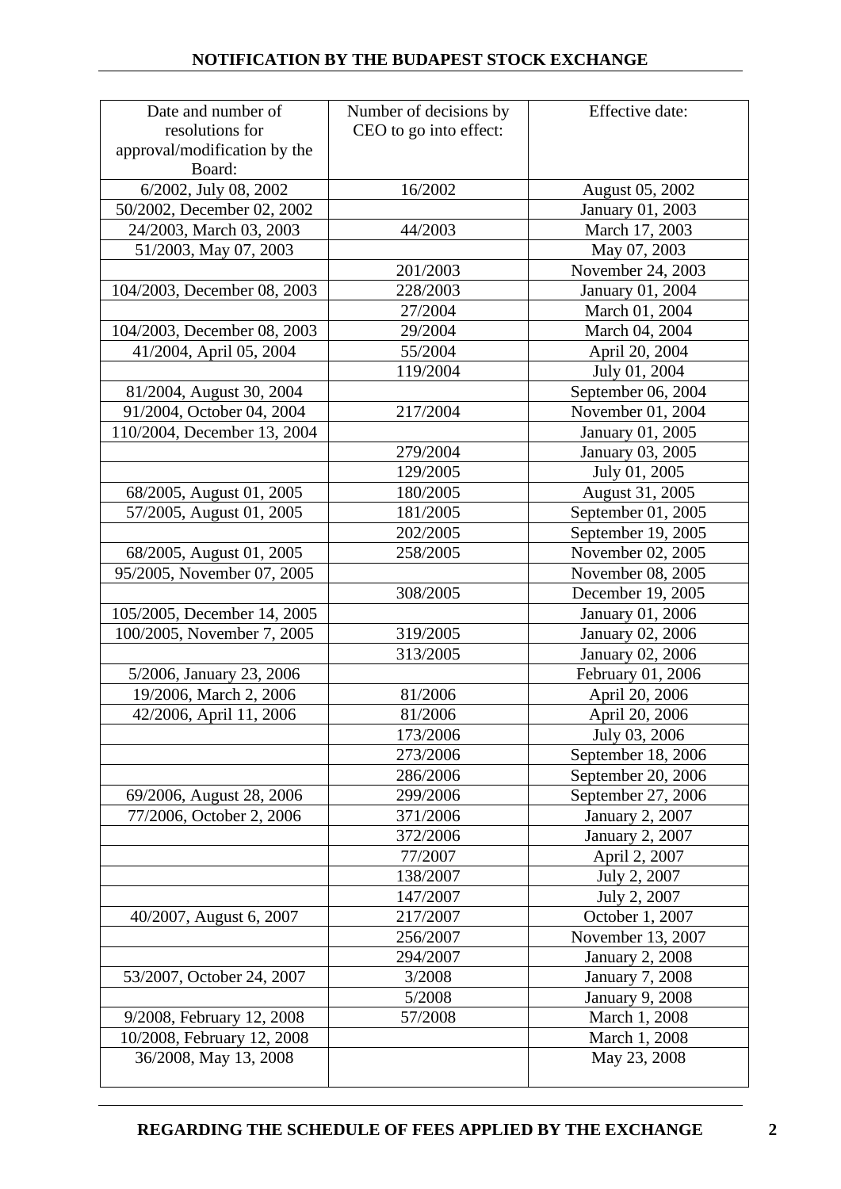| Date and number of resolutions for approval/modification by the Board: | Number of decisions by CEO to go into effect: | Effective date: |
|---|---|---|
| 6/2002, July 08, 2002 | 16/2002 | August 05, 2002 |
| 50/2002, December 02, 2002 | | January 01, 2003 |
| 24/2003, March 03, 2003 | 44/2003 | March 17, 2003 |
| 51/2003, May 07, 2003 | | May 07, 2003 |
| | 201/2003 | November 24, 2003 |
| 104/2003, December 08, 2003 | 228/2003 | January 01, 2004 |
| | 27/2004 | March 01, 2004 |
| 104/2003, December 08, 2003 | 29/2004 | March 04, 2004 |
| 41/2004, April 05, 2004 | 55/2004 | April 20, 2004 |
| | 119/2004 | July 01, 2004 |
| 81/2004, August 30, 2004 | | September 06, 2004 |
| 91/2004, October 04, 2004 | 217/2004 | November 01, 2004 |
| 110/2004, December 13, 2004 | | January 01, 2005 |
| | 279/2004 | January 03, 2005 |
| | 129/2005 | July 01, 2005 |
| 68/2005, August 01, 2005 | 180/2005 | August 31, 2005 |
| 57/2005, August 01, 2005 | 181/2005 | September 01, 2005 |
| | 202/2005 | September 19, 2005 |
| 68/2005, August 01, 2005 | 258/2005 | November 02, 2005 |
| 95/2005, November 07, 2005 | | November 08, 2005 |
| | 308/2005 | December 19, 2005 |
| 105/2005, December 14, 2005 | | January 01, 2006 |
| 100/2005, November 7, 2005 | 319/2005 | January 02, 2006 |
| | 313/2005 | January 02, 2006 |
| 5/2006, January 23, 2006 | | February 01, 2006 |
| 19/2006, March 2, 2006 | 81/2006 | April 20, 2006 |
| 42/2006, April 11, 2006 | 81/2006 | April 20, 2006 |
| | 173/2006 | July 03, 2006 |
| | 273/2006 | September 18, 2006 |
| | 286/2006 | September 20, 2006 |
| 69/2006, August 28, 2006 | 299/2006 | September 27, 2006 |
| 77/2006, October 2, 2006 | 371/2006 | January 2, 2007 |
| | 372/2006 | January 2, 2007 |
| | 77/2007 | April 2, 2007 |
| | 138/2007 | July 2, 2007 |
| | 147/2007 | July 2, 2007 |
| 40/2007, August 6, 2007 | 217/2007 | October 1, 2007 |
| | 256/2007 | November 13, 2007 |
| | 294/2007 | January 2, 2008 |
| 53/2007, October 24, 2007 | 3/2008 | January 7, 2008 |
| | 5/2008 | January 9, 2008 |
| 9/2008, February 12, 2008 | 57/2008 | March 1, 2008 |
| 10/2008, February 12, 2008 | | March 1, 2008 |
| 36/2008, May 13, 2008 | | May 23, 2008 |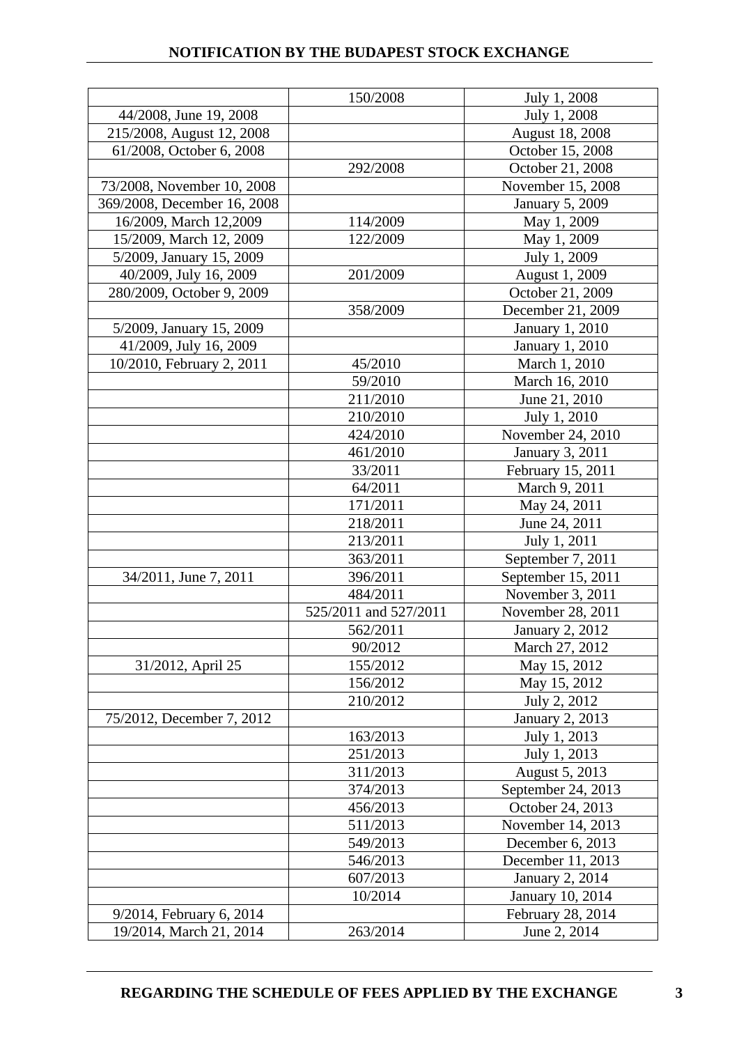| | | |
|---|---|---|
| | 150/2008 | July 1, 2008 |
| 44/2008, June 19, 2008 | | July 1, 2008 |
| 215/2008, August 12, 2008 | | August 18, 2008 |
| 61/2008, October 6, 2008 | | October 15, 2008 |
| | 292/2008 | October 21, 2008 |
| 73/2008, November 10, 2008 | | November 15, 2008 |
| 369/2008, December 16, 2008 | | January 5, 2009 |
| 16/2009, March 12,2009 | 114/2009 | May 1, 2009 |
| 15/2009, March 12, 2009 | 122/2009 | May 1, 2009 |
| 5/2009, January 15, 2009 | | July 1, 2009 |
| 40/2009, July 16, 2009 | 201/2009 | August 1, 2009 |
| 280/2009, October 9, 2009 | | October 21, 2009 |
| | 358/2009 | December 21, 2009 |
| 5/2009, January 15, 2009 | | January 1, 2010 |
| 41/2009, July 16, 2009 | | January 1, 2010 |
| 10/2010, February 2, 2011 | 45/2010 | March 1, 2010 |
| | 59/2010 | March 16, 2010 |
| | 211/2010 | June 21, 2010 |
| | 210/2010 | July 1, 2010 |
| | 424/2010 | November 24, 2010 |
| | 461/2010 | January 3, 2011 |
| | 33/2011 | February 15, 2011 |
| | 64/2011 | March 9, 2011 |
| | 171/2011 | May 24, 2011 |
| | 218/2011 | June 24, 2011 |
| | 213/2011 | July 1, 2011 |
| | 363/2011 | September 7, 2011 |
| 34/2011, June 7, 2011 | 396/2011 | September 15, 2011 |
| | 484/2011 | November 3, 2011 |
| | 525/2011 and 527/2011 | November 28, 2011 |
| | 562/2011 | January 2, 2012 |
| | 90/2012 | March 27, 2012 |
| 31/2012, April 25 | 155/2012 | May 15, 2012 |
| | 156/2012 | May 15, 2012 |
| | 210/2012 | July 2, 2012 |
| 75/2012, December 7, 2012 | | January 2, 2013 |
| | 163/2013 | July 1, 2013 |
| | 251/2013 | July 1, 2013 |
| | 311/2013 | August 5, 2013 |
| | 374/2013 | September 24, 2013 |
| | 456/2013 | October 24, 2013 |
| | 511/2013 | November 14, 2013 |
| | 549/2013 | December 6, 2013 |
| | 546/2013 | December 11, 2013 |
| | 607/2013 | January 2, 2014 |
| | 10/2014 | January 10, 2014 |
| 9/2014, February 6, 2014 | | February 28, 2014 |
| 19/2014, March 21, 2014 | 263/2014 | June 2, 2014 |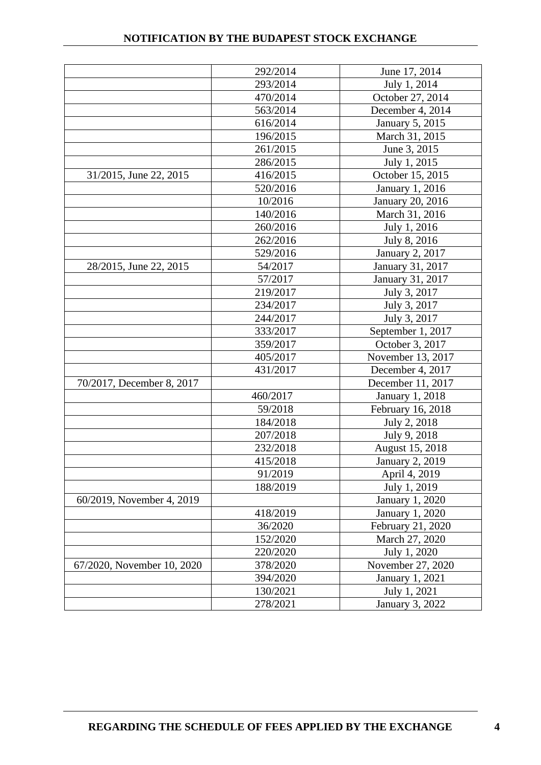| | | |
|---|---|---|
| | 292/2014 | June 17, 2014 |
| | 293/2014 | July 1, 2014 |
| | 470/2014 | October 27, 2014 |
| | 563/2014 | December 4, 2014 |
| | 616/2014 | January 5, 2015 |
| | 196/2015 | March 31, 2015 |
| | 261/2015 | June 3, 2015 |
| | 286/2015 | July 1, 2015 |
| 31/2015, June 22, 2015 | 416/2015 | October 15, 2015 |
| | 520/2016 | January 1, 2016 |
| | 10/2016 | January 20, 2016 |
| | 140/2016 | March 31, 2016 |
| | 260/2016 | July 1, 2016 |
| | 262/2016 | July 8, 2016 |
| | 529/2016 | January 2, 2017 |
| 28/2015, June 22, 2015 | 54/2017 | January 31, 2017 |
| | 57/2017 | January 31, 2017 |
| | 219/2017 | July 3, 2017 |
| | 234/2017 | July 3, 2017 |
| | 244/2017 | July 3, 2017 |
| | 333/2017 | September 1, 2017 |
| | 359/2017 | October 3, 2017 |
| | 405/2017 | November 13, 2017 |
| | 431/2017 | December 4, 2017 |
| 70/2017, December 8, 2017 | | December 11, 2017 |
| | 460/2017 | January 1, 2018 |
| | 59/2018 | February 16, 2018 |
| | 184/2018 | July 2, 2018 |
| | 207/2018 | July 9, 2018 |
| | 232/2018 | August 15, 2018 |
| | 415/2018 | January 2, 2019 |
| | 91/2019 | April 4, 2019 |
| | 188/2019 | July 1, 2019 |
| 60/2019, November 4, 2019 | | January 1, 2020 |
| | 418/2019 | January 1, 2020 |
| | 36/2020 | February 21, 2020 |
| | 152/2020 | March 27, 2020 |
| | 220/2020 | July 1, 2020 |
| 67/2020, November 10, 2020 | 378/2020 | November 27, 2020 |
| | 394/2020 | January 1, 2021 |
| | 130/2021 | July 1, 2021 |
| | 278/2021 | January 3, 2022 |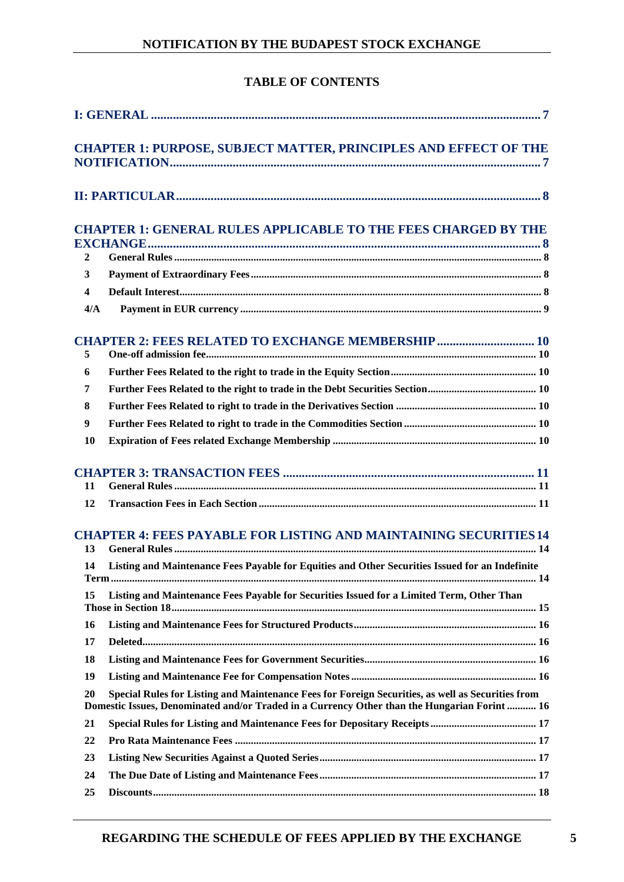# TABLE OF CONTENTS

I: GENERAL ........................................................................................................................... 7

CHAPTER 1: PURPOSE, SUBJECT MATTER, PRINCIPLES AND EFFECT OF THE NOTIFICATION..................................................................................................................... 7

II: PARTICULAR.................................................................................................................... 8

CHAPTER 1: GENERAL RULES APPLICABLE TO THE FEES CHARGED BY THE EXCHANGE.............................................................................................................................. 8

- 2 General Rules ........................................................................................................................ 8
- 3 Payment of Extraordinary Fees............................................................................................ 8
- 4 Default Interest...................................................................................................................... 8
- 4/A Payment in EUR currency ................................................................................................ 9

CHAPTER 2: FEES RELATED TO EXCHANGE MEMBERSHIP ............................... 10

- 5 One-off admission fee........................................................................................................... 10
- 6 Further Fees Related to the right to trade in the Equity Section...................................... 10
- 7 Further Fees Related to the right to trade in the Debt Securities Section........................ 10
- 8 Further Fees Related to right to trade in the Derivatives Section .................................... 10
- 9 Further Fees Related to right to trade in the Commodities Section ................................. 10
- 10 Expiration of Fees related Exchange Membership ........................................................... 10

CHAPTER 3: TRANSACTION FEES ................................................................................ 11

- 11 General Rules ...................................................................................................................... 11
- 12 Transaction Fees in Each Section ....................................................................................... 11

CHAPTER 4: FEES PAYABLE FOR LISTING AND MAINTAINING SECURITIES 14

- 13 General Rules ...................................................................................................................... 14
- 14 Listing and Maintenance Fees Payable for Equities and Other Securities Issued for an Indefinite Term............................................................................................................................. 14
- 15 Listing and Maintenance Fees Payable for Securities Issued for a Limited Term, Other Than Those in Section 18....................................................................................................... 15
- 16 Listing and Maintenance Fees for Structured Products.................................................... 16
- 17 Deleted.................................................................................................................................. 16
- 18 Listing and Maintenance Fees for Government Securities................................................ 16
- 19 Listing and Maintenance Fee for Compensation Notes ..................................................... 16
- 20 Special Rules for Listing and Maintenance Fees for Foreign Securities, as well as Securities from Domestic Issues, Denominated and/or Traded in a Currency Other than the Hungarian Forint ........... 16
- 21 Special Rules for Listing and Maintenance Fees for Depositary Receipts ........................ 17
- 22 Pro Rata Maintenance Fees ................................................................................................ 17
- 23 Listing New Securities Against a Quoted Series................................................................. 17
- 24 The Due Date of Listing and Maintenance Fees................................................................. 17
- 25 Discounts.............................................................................................................................. 18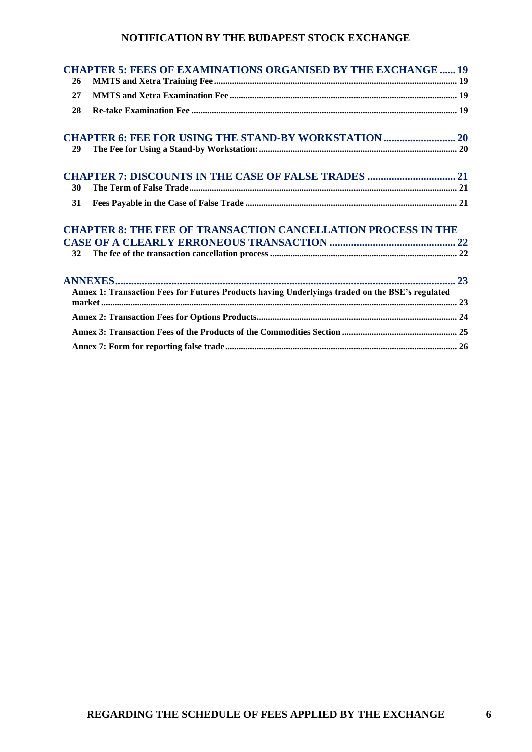**CHAPTER 5: FEES OF EXAMINATIONS ORGANISED BY THE EXCHANGE ...... 19**

- 26 MMTS and Xetra Training Fee ........................................ 19
- 27 MMTS and Xetra Examination Fee ........................................ 19
- 28 Re-take Examination Fee ........................................ 19

**CHAPTER 6: FEE FOR USING THE STAND-BY WORKSTATION .......................... 20**

- 29 The Fee for Using a Stand-by Workstation: ........................................ 20

**CHAPTER 7: DISCOUNTS IN THE CASE OF FALSE TRADES ................................ 21**

- 30 The Term of False Trade ........................................ 21
- 31 Fees Payable in the Case of False Trade ........................................ 21

**CHAPTER 8: THE FEE OF TRANSACTION CANCELLATION PROCESS IN THE CASE OF A CLEARLY ERRONEOUS TRANSACTION ............................................. 22**

- 32 The fee of the transaction cancellation process ........................................ 22

**ANNEXES ........................................ 23**

- Annex 1: Transaction Fees for Futures Products having Underlyings traded on the BSE's regulated market ........................................ 23
- Annex 2: Transaction Fees for Options Products ........................................ 24
- Annex 3: Transaction Fees of the Products of the Commodities Section ........................................ 25
- Annex 7: Form for reporting false trade ........................................ 26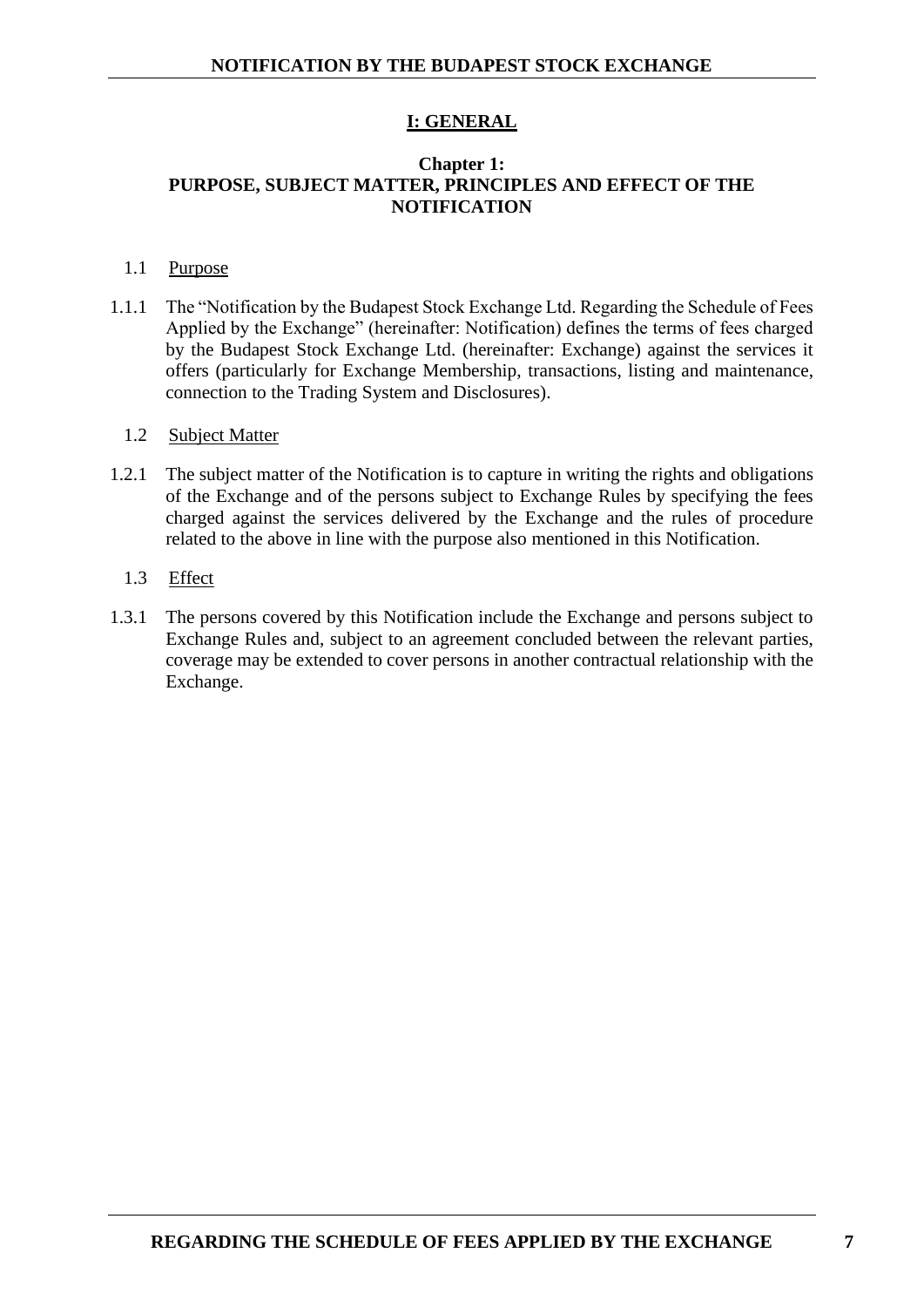# I: GENERAL

## Chapter 1:
## PURPOSE, SUBJECT MATTER, PRINCIPLES AND EFFECT OF THE NOTIFICATION

### 1.1 Purpose

1.1.1 The "Notification by the Budapest Stock Exchange Ltd. Regarding the Schedule of Fees Applied by the Exchange" (hereinafter: Notification) defines the terms of fees charged by the Budapest Stock Exchange Ltd. (hereinafter: Exchange) against the services it offers (particularly for Exchange Membership, transactions, listing and maintenance, connection to the Trading System and Disclosures).

### 1.2 Subject Matter

1.2.1 The subject matter of the Notification is to capture in writing the rights and obligations of the Exchange and of the persons subject to Exchange Rules by specifying the fees charged against the services delivered by the Exchange and the rules of procedure related to the above in line with the purpose also mentioned in this Notification.

### 1.3 Effect

1.3.1 The persons covered by this Notification include the Exchange and persons subject to Exchange Rules and, subject to an agreement concluded between the relevant parties, coverage may be extended to cover persons in another contractual relationship with the Exchange.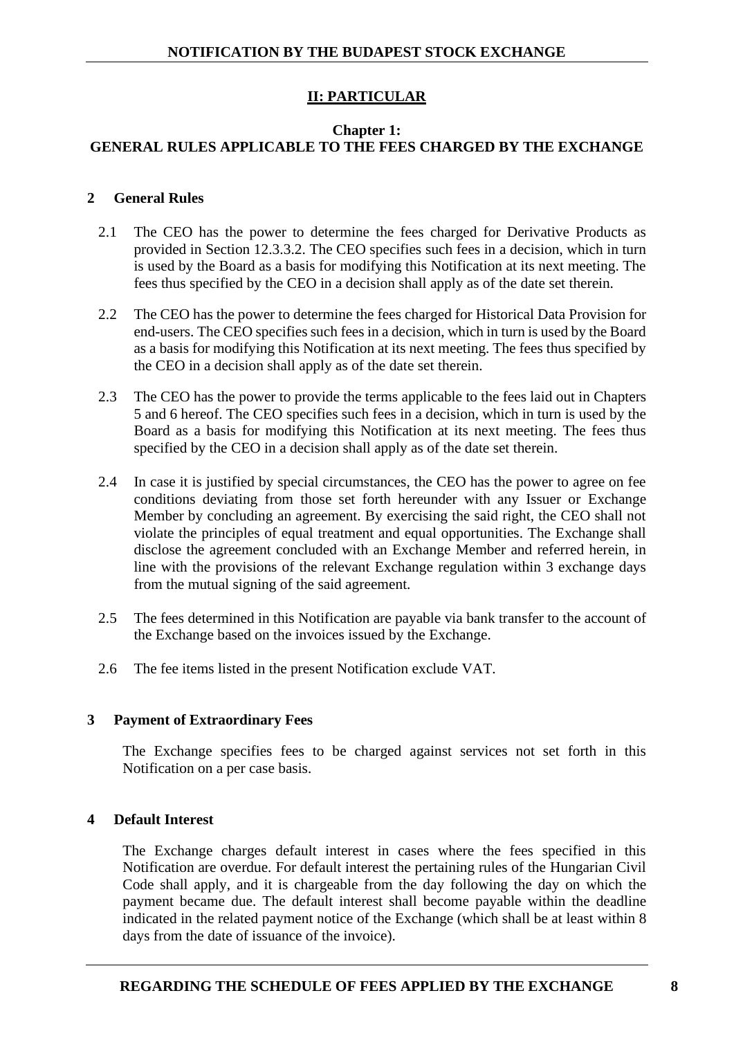## II: PARTICULAR

### Chapter 1:
### GENERAL RULES APPLICABLE TO THE FEES CHARGED BY THE EXCHANGE

**2 General Rules**

2.1 The CEO has the power to determine the fees charged for Derivative Products as provided in Section 12.3.3.2. The CEO specifies such fees in a decision, which in turn is used by the Board as a basis for modifying this Notification at its next meeting. The fees thus specified by the CEO in a decision shall apply as of the date set therein.

2.2 The CEO has the power to determine the fees charged for Historical Data Provision for end-users. The CEO specifies such fees in a decision, which in turn is used by the Board as a basis for modifying this Notification at its next meeting. The fees thus specified by the CEO in a decision shall apply as of the date set therein.

2.3 The CEO has the power to provide the terms applicable to the fees laid out in Chapters 5 and 6 hereof. The CEO specifies such fees in a decision, which in turn is used by the Board as a basis for modifying this Notification at its next meeting. The fees thus specified by the CEO in a decision shall apply as of the date set therein.

2.4 In case it is justified by special circumstances, the CEO has the power to agree on fee conditions deviating from those set forth hereunder with any Issuer or Exchange Member by concluding an agreement. By exercising the said right, the CEO shall not violate the principles of equal treatment and equal opportunities. The Exchange shall disclose the agreement concluded with an Exchange Member and referred herein, in line with the provisions of the relevant Exchange regulation within 3 exchange days from the mutual signing of the said agreement.

2.5 The fees determined in this Notification are payable via bank transfer to the account of the Exchange based on the invoices issued by the Exchange.

2.6 The fee items listed in the present Notification exclude VAT.

**3 Payment of Extraordinary Fees**

The Exchange specifies fees to be charged against services not set forth in this Notification on a per case basis.

**4 Default Interest**

The Exchange charges default interest in cases where the fees specified in this Notification are overdue. For default interest the pertaining rules of the Hungarian Civil Code shall apply, and it is chargeable from the day following the day on which the payment became due. The default interest shall become payable within the deadline indicated in the related payment notice of the Exchange (which shall be at least within 8 days from the date of issuance of the invoice).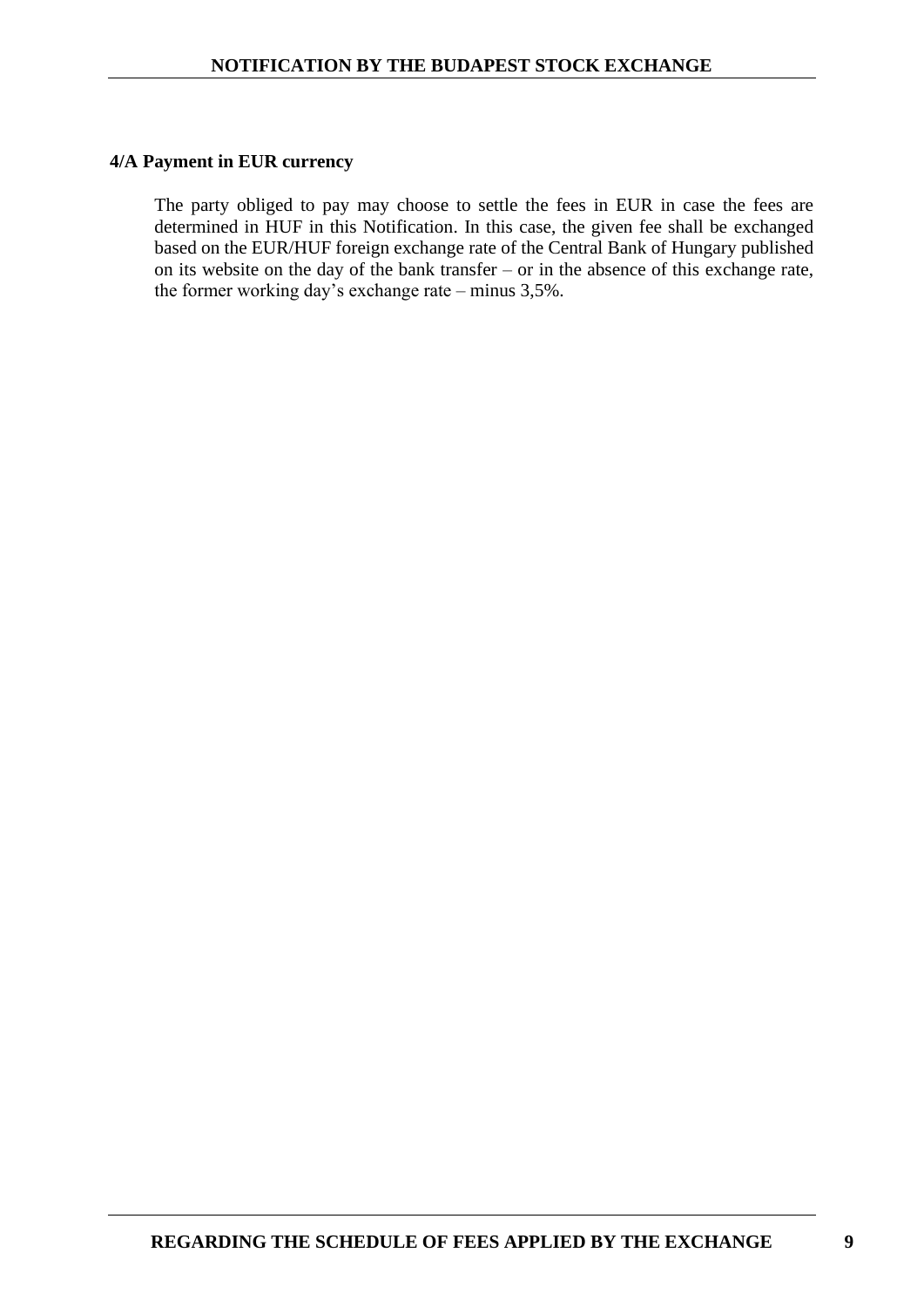## 4/A Payment in EUR currency

The party obliged to pay may choose to settle the fees in EUR in case the fees are determined in HUF in this Notification. In this case, the given fee shall be exchanged based on the EUR/HUF foreign exchange rate of the Central Bank of Hungary published on its website on the day of the bank transfer – or in the absence of this exchange rate, the former working day's exchange rate – minus 3,5%.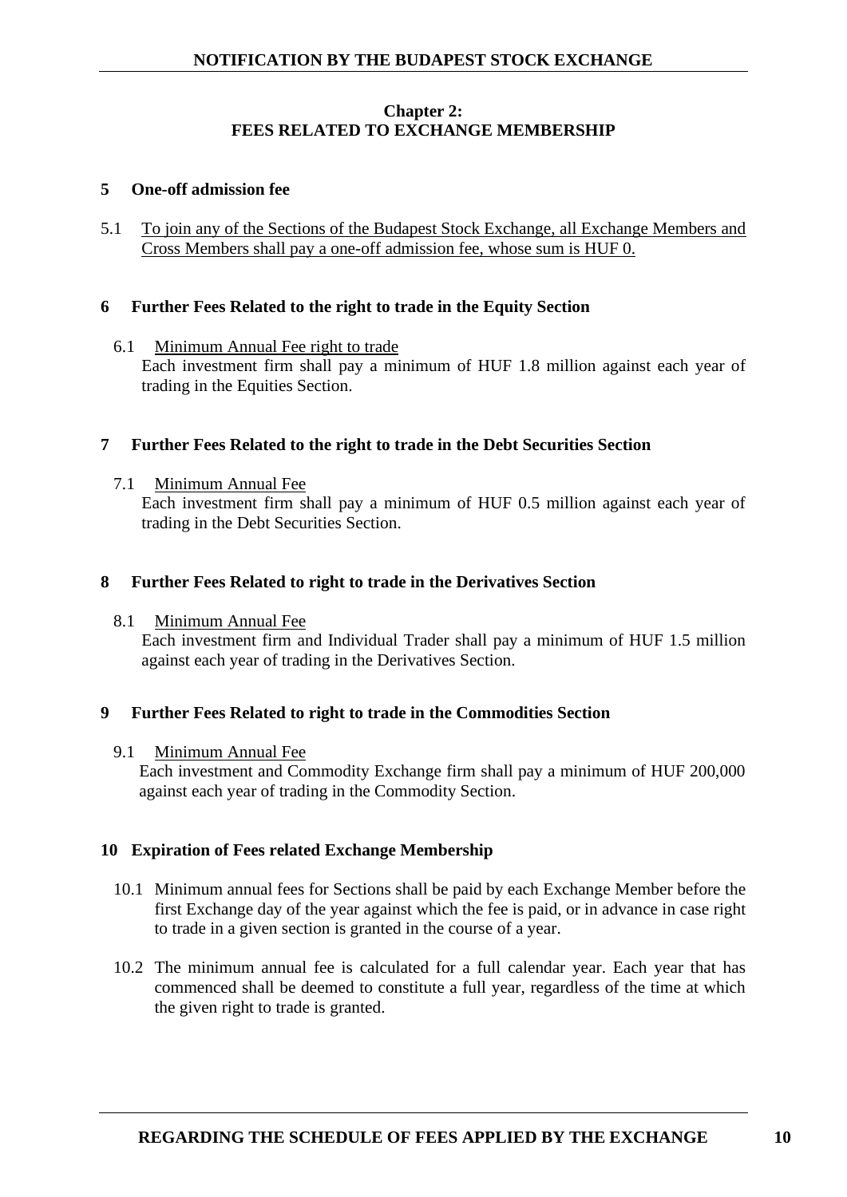## Chapter 2:
## FEES RELATED TO EXCHANGE MEMBERSHIP

### 5 One-off admission fee

5.1 <u>To join any of the Sections of the Budapest Stock Exchange, all Exchange Members and Cross Members shall pay a one-off admission fee, whose sum is HUF 0.</u>

### 6 Further Fees Related to the right to trade in the Equity Section

6.1 <u>Minimum Annual Fee right to trade</u>
Each investment firm shall pay a minimum of HUF 1.8 million against each year of trading in the Equities Section.

### 7 Further Fees Related to the right to trade in the Debt Securities Section

7.1 <u>Minimum Annual Fee</u>
Each investment firm shall pay a minimum of HUF 0.5 million against each year of trading in the Debt Securities Section.

### 8 Further Fees Related to right to trade in the Derivatives Section

8.1 <u>Minimum Annual Fee</u>
Each investment firm and Individual Trader shall pay a minimum of HUF 1.5 million against each year of trading in the Derivatives Section.

### 9 Further Fees Related to right to trade in the Commodities Section

9.1 <u>Minimum Annual Fee</u>
Each investment and Commodity Exchange firm shall pay a minimum of HUF 200,000 against each year of trading in the Commodity Section.

### 10 Expiration of Fees related Exchange Membership

10.1 Minimum annual fees for Sections shall be paid by each Exchange Member before the first Exchange day of the year against which the fee is paid, or in advance in case right to trade in a given section is granted in the course of a year.

10.2 The minimum annual fee is calculated for a full calendar year. Each year that has commenced shall be deemed to constitute a full year, regardless of the time at which the given right to trade is granted.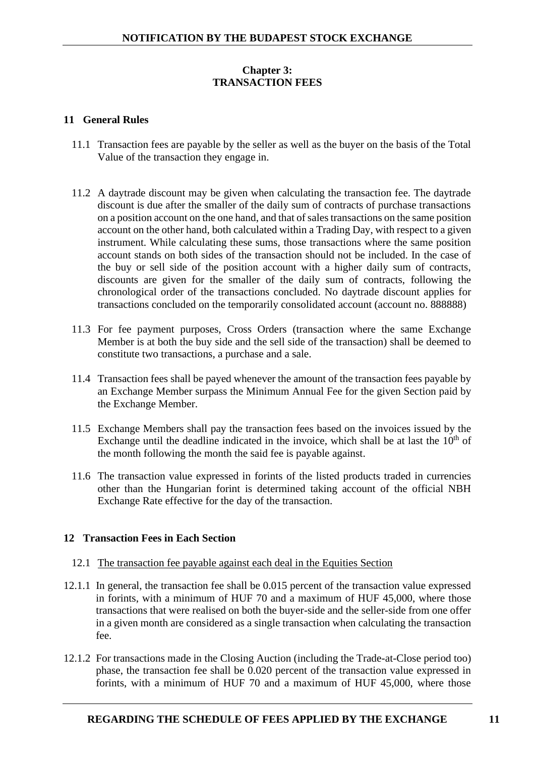## Chapter 3: TRANSACTION FEES

### 11 General Rules

11.1 Transaction fees are payable by the seller as well as the buyer on the basis of the Total Value of the transaction they engage in.

11.2 A daytrade discount may be given when calculating the transaction fee. The daytrade discount is due after the smaller of the daily sum of contracts of purchase transactions on a position account on the one hand, and that of sales transactions on the same position account on the other hand, both calculated within a Trading Day, with respect to a given instrument. While calculating these sums, those transactions where the same position account stands on both sides of the transaction should not be included. In the case of the buy or sell side of the position account with a higher daily sum of contracts, discounts are given for the smaller of the daily sum of contracts, following the chronological order of the transactions concluded. No daytrade discount applies for transactions concluded on the temporarily consolidated account (account no. 888888)

11.3 For fee payment purposes, Cross Orders (transaction where the same Exchange Member is at both the buy side and the sell side of the transaction) shall be deemed to constitute two transactions, a purchase and a sale.

11.4 Transaction fees shall be payed whenever the amount of the transaction fees payable by an Exchange Member surpass the Minimum Annual Fee for the given Section paid by the Exchange Member.

11.5 Exchange Members shall pay the transaction fees based on the invoices issued by the Exchange until the deadline indicated in the invoice, which shall be at last the 10th of the month following the month the said fee is payable against.

11.6 The transaction value expressed in forints of the listed products traded in currencies other than the Hungarian forint is determined taking account of the official NBH Exchange Rate effective for the day of the transaction.

### 12 Transaction Fees in Each Section

12.1 The transaction fee payable against each deal in the Equities Section

12.1.1 In general, the transaction fee shall be 0.015 percent of the transaction value expressed in forints, with a minimum of HUF 70 and a maximum of HUF 45,000, where those transactions that were realised on both the buyer-side and the seller-side from one offer in a given month are considered as a single transaction when calculating the transaction fee.

12.1.2 For transactions made in the Closing Auction (including the Trade-at-Close period too) phase, the transaction fee shall be 0.020 percent of the transaction value expressed in forints, with a minimum of HUF 70 and a maximum of HUF 45,000, where those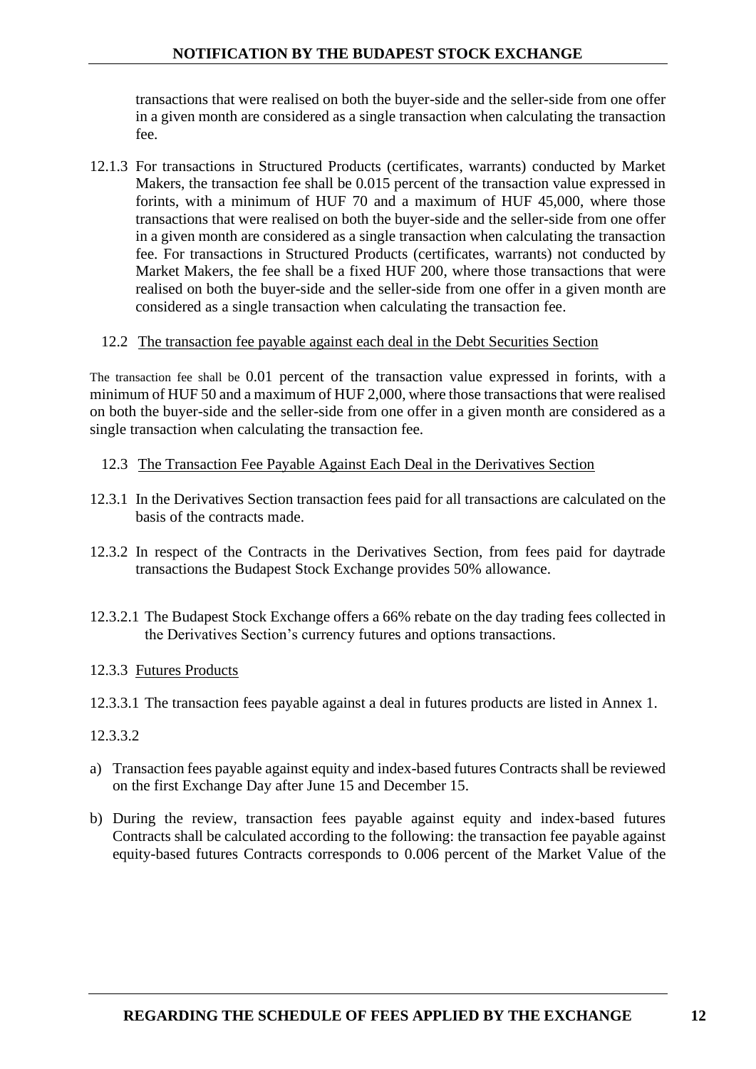transactions that were realised on both the buyer-side and the seller-side from one offer in a given month are considered as a single transaction when calculating the transaction fee.

12.1.3 For transactions in Structured Products (certificates, warrants) conducted by Market Makers, the transaction fee shall be 0.015 percent of the transaction value expressed in forints, with a minimum of HUF 70 and a maximum of HUF 45,000, where those transactions that were realised on both the buyer-side and the seller-side from one offer in a given month are considered as a single transaction when calculating the transaction fee. For transactions in Structured Products (certificates, warrants) not conducted by Market Makers, the fee shall be a fixed HUF 200, where those transactions that were realised on both the buyer-side and the seller-side from one offer in a given month are considered as a single transaction when calculating the transaction fee.

12.2 The transaction fee payable against each deal in the Debt Securities Section

The transaction fee shall be 0.01 percent of the transaction value expressed in forints, with a minimum of HUF 50 and a maximum of HUF 2,000, where those transactions that were realised on both the buyer-side and the seller-side from one offer in a given month are considered as a single transaction when calculating the transaction fee.

12.3 The Transaction Fee Payable Against Each Deal in the Derivatives Section

12.3.1 In the Derivatives Section transaction fees paid for all transactions are calculated on the basis of the contracts made.

12.3.2 In respect of the Contracts in the Derivatives Section, from fees paid for daytrade transactions the Budapest Stock Exchange provides 50% allowance.

12.3.2.1 The Budapest Stock Exchange offers a 66% rebate on the day trading fees collected in the Derivatives Section's currency futures and options transactions.

12.3.3 Futures Products

12.3.3.1 The transaction fees payable against a deal in futures products are listed in Annex 1.

12.3.3.2

a) Transaction fees payable against equity and index-based futures Contracts shall be reviewed on the first Exchange Day after June 15 and December 15.

b) During the review, transaction fees payable against equity and index-based futures Contracts shall be calculated according to the following: the transaction fee payable against equity-based futures Contracts corresponds to 0.006 percent of the Market Value of the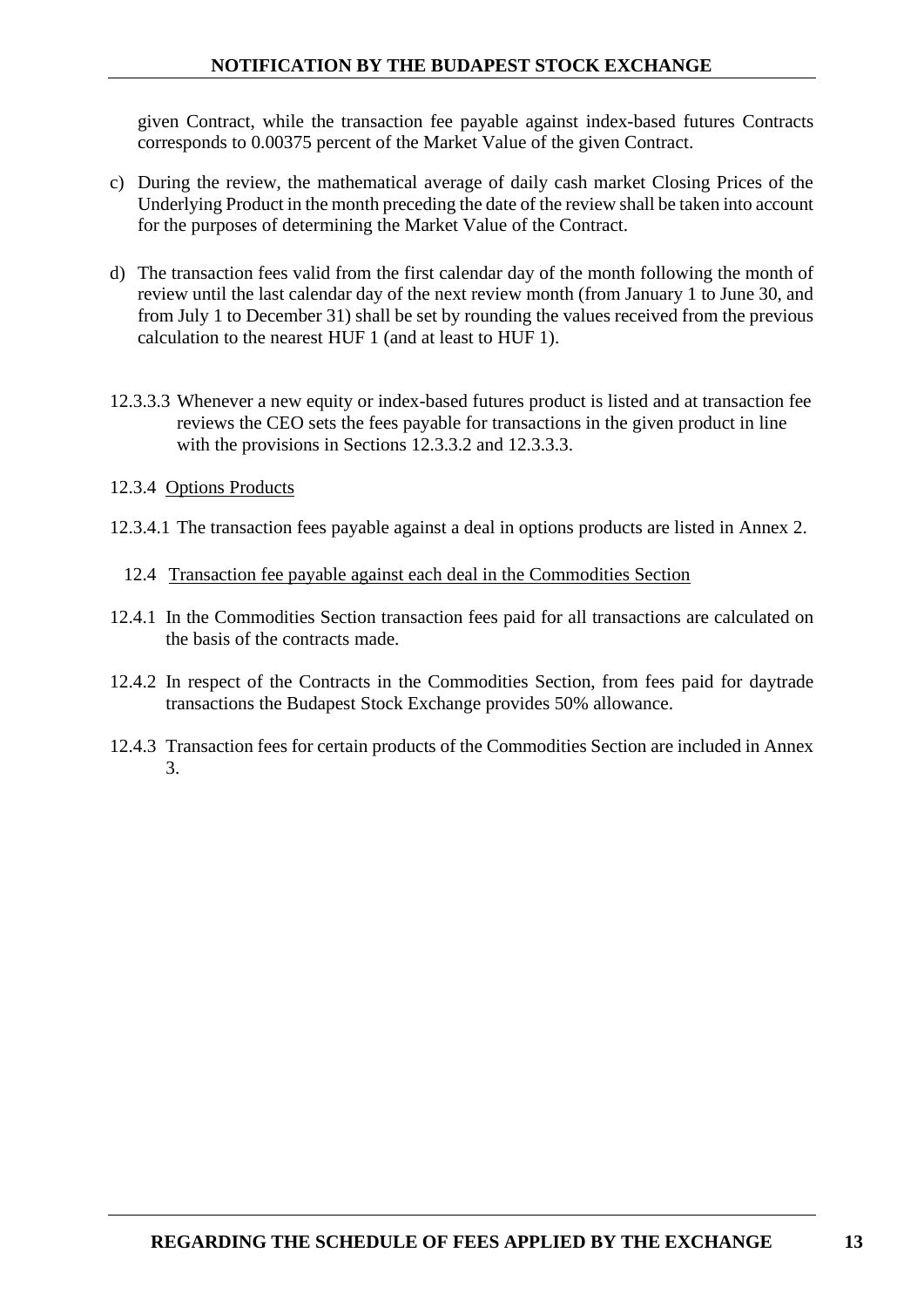given Contract, while the transaction fee payable against index-based futures Contracts corresponds to 0.00375 percent of the Market Value of the given Contract.

c) During the review, the mathematical average of daily cash market Closing Prices of the Underlying Product in the month preceding the date of the review shall be taken into account for the purposes of determining the Market Value of the Contract.

d) The transaction fees valid from the first calendar day of the month following the month of review until the last calendar day of the next review month (from January 1 to June 30, and from July 1 to December 31) shall be set by rounding the values received from the previous calculation to the nearest HUF 1 (and at least to HUF 1).

12.3.3.3 Whenever a new equity or index-based futures product is listed and at transaction fee reviews the CEO sets the fees payable for transactions in the given product in line with the provisions in Sections 12.3.3.2 and 12.3.3.3.

12.3.4 <u>Options Products</u>

12.3.4.1 The transaction fees payable against a deal in options products are listed in Annex 2.

## 12.4 <u>Transaction fee payable against each deal in the Commodities Section</u>

12.4.1 In the Commodities Section transaction fees paid for all transactions are calculated on the basis of the contracts made.

12.4.2 In respect of the Contracts in the Commodities Section, from fees paid for daytrade transactions the Budapest Stock Exchange provides 50% allowance.

12.4.3 Transaction fees for certain products of the Commodities Section are included in Annex 3.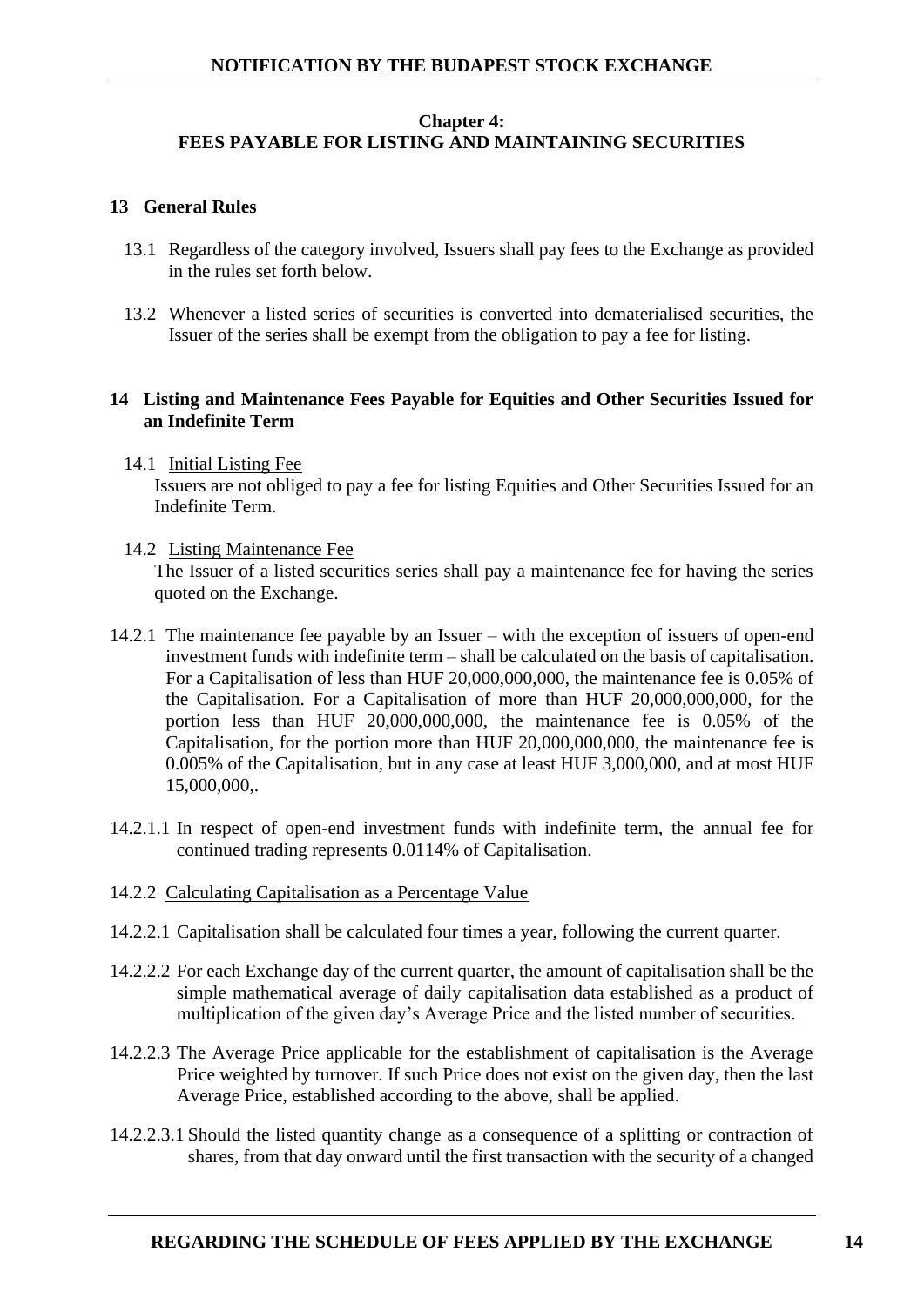## Chapter 4:
## FEES PAYABLE FOR LISTING AND MAINTAINING SECURITIES

### 13 General Rules

13.1 Regardless of the category involved, Issuers shall pay fees to the Exchange as provided in the rules set forth below.

13.2 Whenever a listed series of securities is converted into dematerialised securities, the Issuer of the series shall be exempt from the obligation to pay a fee for listing.

### 14 Listing and Maintenance Fees Payable for Equities and Other Securities Issued for an Indefinite Term

14.1 Initial Listing Fee

Issuers are not obliged to pay a fee for listing Equities and Other Securities Issued for an Indefinite Term.

14.2 Listing Maintenance Fee

The Issuer of a listed securities series shall pay a maintenance fee for having the series quoted on the Exchange.

14.2.1 The maintenance fee payable by an Issuer – with the exception of issuers of open-end investment funds with indefinite term – shall be calculated on the basis of capitalisation. For a Capitalisation of less than HUF 20,000,000,000, the maintenance fee is 0.05% of the Capitalisation. For a Capitalisation of more than HUF 20,000,000,000, for the portion less than HUF 20,000,000,000, the maintenance fee is 0.05% of the Capitalisation, for the portion more than HUF 20,000,000,000, the maintenance fee is 0.005% of the Capitalisation, but in any case at least HUF 3,000,000, and at most HUF 15,000,000,.

14.2.1.1 In respect of open-end investment funds with indefinite term, the annual fee for continued trading represents 0.0114% of Capitalisation.

14.2.2 Calculating Capitalisation as a Percentage Value

14.2.2.1 Capitalisation shall be calculated four times a year, following the current quarter.

14.2.2.2 For each Exchange day of the current quarter, the amount of capitalisation shall be the simple mathematical average of daily capitalisation data established as a product of multiplication of the given day's Average Price and the listed number of securities.

14.2.2.3 The Average Price applicable for the establishment of capitalisation is the Average Price weighted by turnover. If such Price does not exist on the given day, then the last Average Price, established according to the above, shall be applied.

14.2.2.3.1 Should the listed quantity change as a consequence of a splitting or contraction of shares, from that day onward until the first transaction with the security of a changed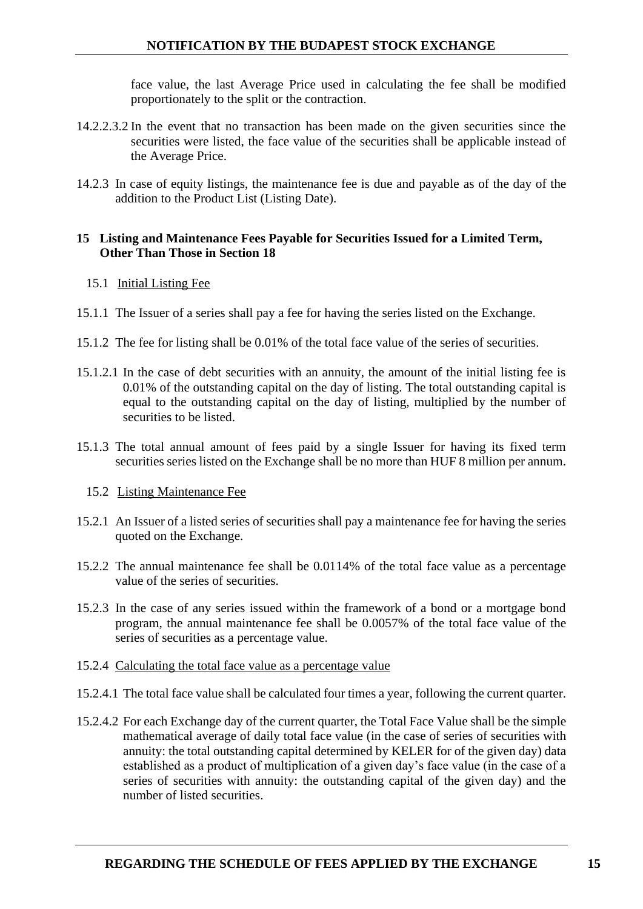face value, the last Average Price used in calculating the fee shall be modified proportionately to the split or the contraction.

14.2.2.3.2 In the event that no transaction has been made on the given securities since the securities were listed, the face value of the securities shall be applicable instead of the Average Price.

14.2.3 In case of equity listings, the maintenance fee is due and payable as of the day of the addition to the Product List (Listing Date).

## 15 Listing and Maintenance Fees Payable for Securities Issued for a Limited Term, Other Than Those in Section 18

### 15.1 Initial Listing Fee

15.1.1 The Issuer of a series shall pay a fee for having the series listed on the Exchange.

15.1.2 The fee for listing shall be 0.01% of the total face value of the series of securities.

15.1.2.1 In the case of debt securities with an annuity, the amount of the initial listing fee is 0.01% of the outstanding capital on the day of listing. The total outstanding capital is equal to the outstanding capital on the day of listing, multiplied by the number of securities to be listed.

15.1.3 The total annual amount of fees paid by a single Issuer for having its fixed term securities series listed on the Exchange shall be no more than HUF 8 million per annum.

### 15.2 Listing Maintenance Fee

15.2.1 An Issuer of a listed series of securities shall pay a maintenance fee for having the series quoted on the Exchange.

15.2.2 The annual maintenance fee shall be 0.0114% of the total face value as a percentage value of the series of securities.

15.2.3 In the case of any series issued within the framework of a bond or a mortgage bond program, the annual maintenance fee shall be 0.0057% of the total face value of the series of securities as a percentage value.

15.2.4 Calculating the total face value as a percentage value

15.2.4.1 The total face value shall be calculated four times a year, following the current quarter.

15.2.4.2 For each Exchange day of the current quarter, the Total Face Value shall be the simple mathematical average of daily total face value (in the case of series of securities with annuity: the total outstanding capital determined by KELER for of the given day) data established as a product of multiplication of a given day's face value (in the case of a series of securities with annuity: the outstanding capital of the given day) and the number of listed securities.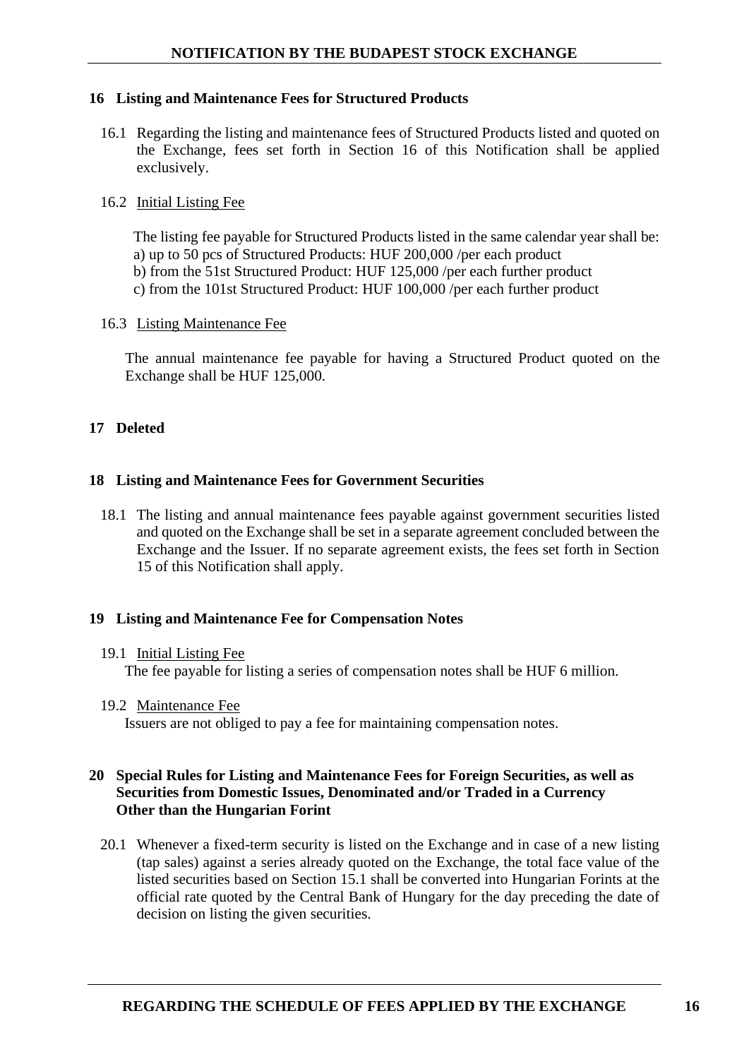## 16 Listing and Maintenance Fees for Structured Products

16.1 Regarding the listing and maintenance fees of Structured Products listed and quoted on the Exchange, fees set forth in Section 16 of this Notification shall be applied exclusively.

16.2 Initial Listing Fee

The listing fee payable for Structured Products listed in the same calendar year shall be:
a) up to 50 pcs of Structured Products: HUF 200,000 /per each product
b) from the 51st Structured Product: HUF 125,000 /per each further product
c) from the 101st Structured Product: HUF 100,000 /per each further product

16.3 Listing Maintenance Fee

The annual maintenance fee payable for having a Structured Product quoted on the Exchange shall be HUF 125,000.

## 17 Deleted

## 18 Listing and Maintenance Fees for Government Securities

18.1 The listing and annual maintenance fees payable against government securities listed and quoted on the Exchange shall be set in a separate agreement concluded between the Exchange and the Issuer. If no separate agreement exists, the fees set forth in Section 15 of this Notification shall apply.

## 19 Listing and Maintenance Fee for Compensation Notes

19.1 Initial Listing Fee
The fee payable for listing a series of compensation notes shall be HUF 6 million.

19.2 Maintenance Fee
Issuers are not obliged to pay a fee for maintaining compensation notes.

## 20 Special Rules for Listing and Maintenance Fees for Foreign Securities, as well as Securities from Domestic Issues, Denominated and/or Traded in a Currency Other than the Hungarian Forint

20.1 Whenever a fixed-term security is listed on the Exchange and in case of a new listing (tap sales) against a series already quoted on the Exchange, the total face value of the listed securities based on Section 15.1 shall be converted into Hungarian Forints at the official rate quoted by the Central Bank of Hungary for the day preceding the date of decision on listing the given securities.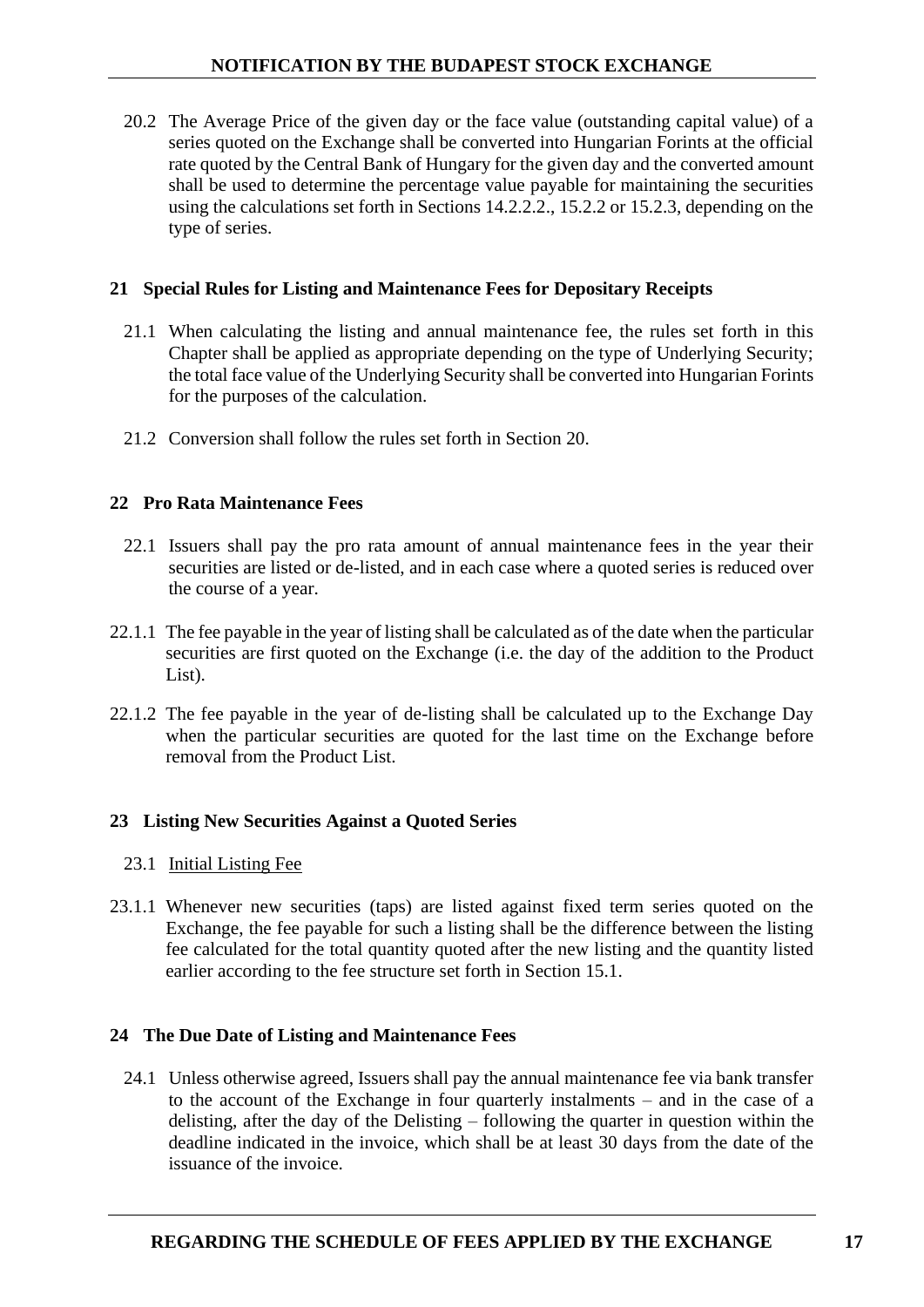20.2 The Average Price of the given day or the face value (outstanding capital value) of a series quoted on the Exchange shall be converted into Hungarian Forints at the official rate quoted by the Central Bank of Hungary for the given day and the converted amount shall be used to determine the percentage value payable for maintaining the securities using the calculations set forth in Sections 14.2.2.2., 15.2.2 or 15.2.3, depending on the type of series.

## 21 Special Rules for Listing and Maintenance Fees for Depositary Receipts

21.1 When calculating the listing and annual maintenance fee, the rules set forth in this Chapter shall be applied as appropriate depending on the type of Underlying Security; the total face value of the Underlying Security shall be converted into Hungarian Forints for the purposes of the calculation.

21.2 Conversion shall follow the rules set forth in Section 20.

## 22 Pro Rata Maintenance Fees

22.1 Issuers shall pay the pro rata amount of annual maintenance fees in the year their securities are listed or de-listed, and in each case where a quoted series is reduced over the course of a year.

22.1.1 The fee payable in the year of listing shall be calculated as of the date when the particular securities are first quoted on the Exchange (i.e. the day of the addition to the Product List).

22.1.2 The fee payable in the year of de-listing shall be calculated up to the Exchange Day when the particular securities are quoted for the last time on the Exchange before removal from the Product List.

## 23 Listing New Securities Against a Quoted Series

23.1 Initial Listing Fee

23.1.1 Whenever new securities (taps) are listed against fixed term series quoted on the Exchange, the fee payable for such a listing shall be the difference between the listing fee calculated for the total quantity quoted after the new listing and the quantity listed earlier according to the fee structure set forth in Section 15.1.

## 24 The Due Date of Listing and Maintenance Fees

24.1 Unless otherwise agreed, Issuers shall pay the annual maintenance fee via bank transfer to the account of the Exchange in four quarterly instalments – and in the case of a delisting, after the day of the Delisting – following the quarter in question within the deadline indicated in the invoice, which shall be at least 30 days from the date of the issuance of the invoice.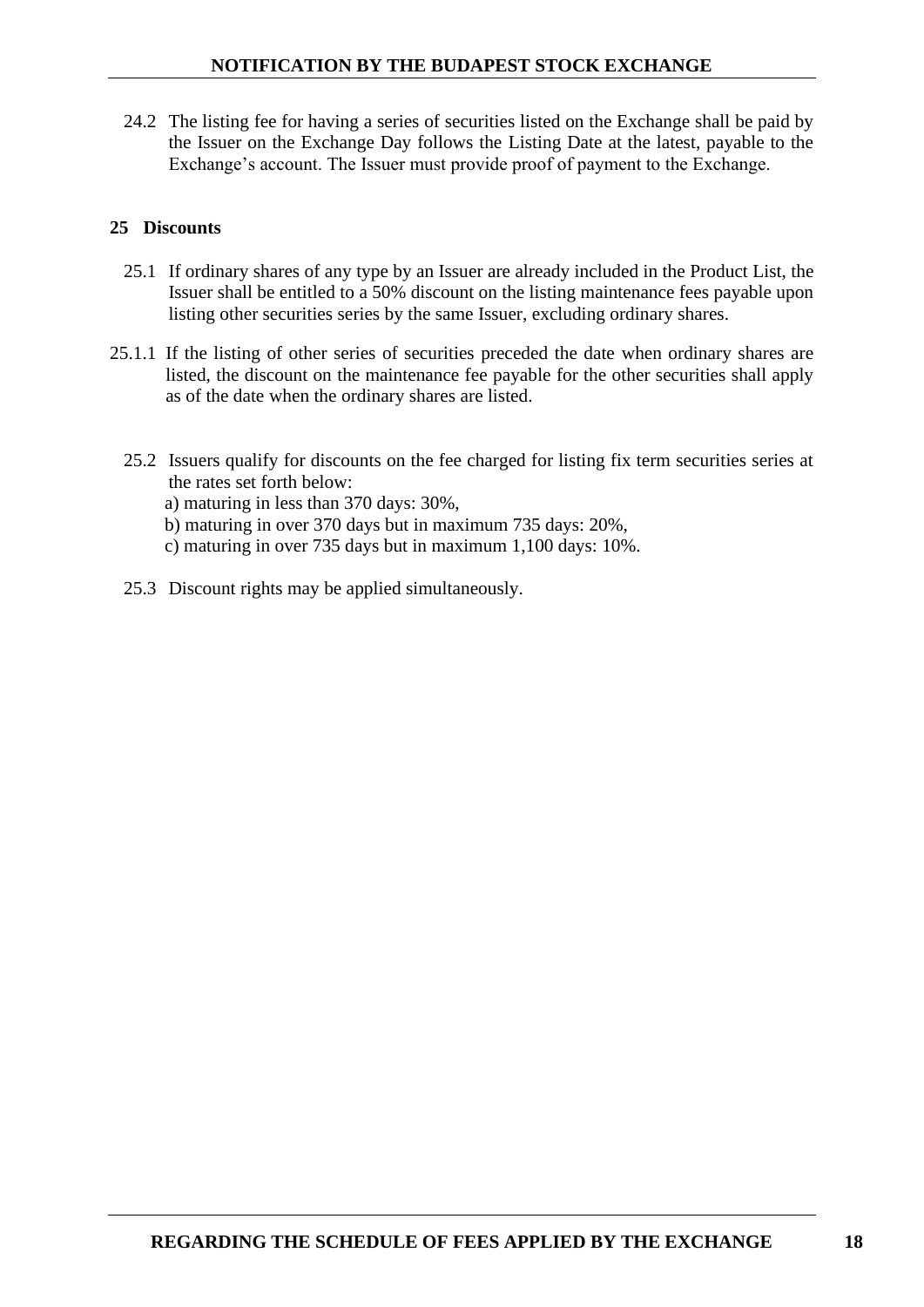24.2 The listing fee for having a series of securities listed on the Exchange shall be paid by the Issuer on the Exchange Day follows the Listing Date at the latest, payable to the Exchange's account. The Issuer must provide proof of payment to the Exchange.

## 25 Discounts

25.1 If ordinary shares of any type by an Issuer are already included in the Product List, the Issuer shall be entitled to a 50% discount on the listing maintenance fees payable upon listing other securities series by the same Issuer, excluding ordinary shares.

25.1.1 If the listing of other series of securities preceded the date when ordinary shares are listed, the discount on the maintenance fee payable for the other securities shall apply as of the date when the ordinary shares are listed.

25.2 Issuers qualify for discounts on the fee charged for listing fix term securities series at the rates set forth below:

a) maturing in less than 370 days: 30%,
b) maturing in over 370 days but in maximum 735 days: 20%,
c) maturing in over 735 days but in maximum 1,100 days: 10%.

25.3 Discount rights may be applied simultaneously.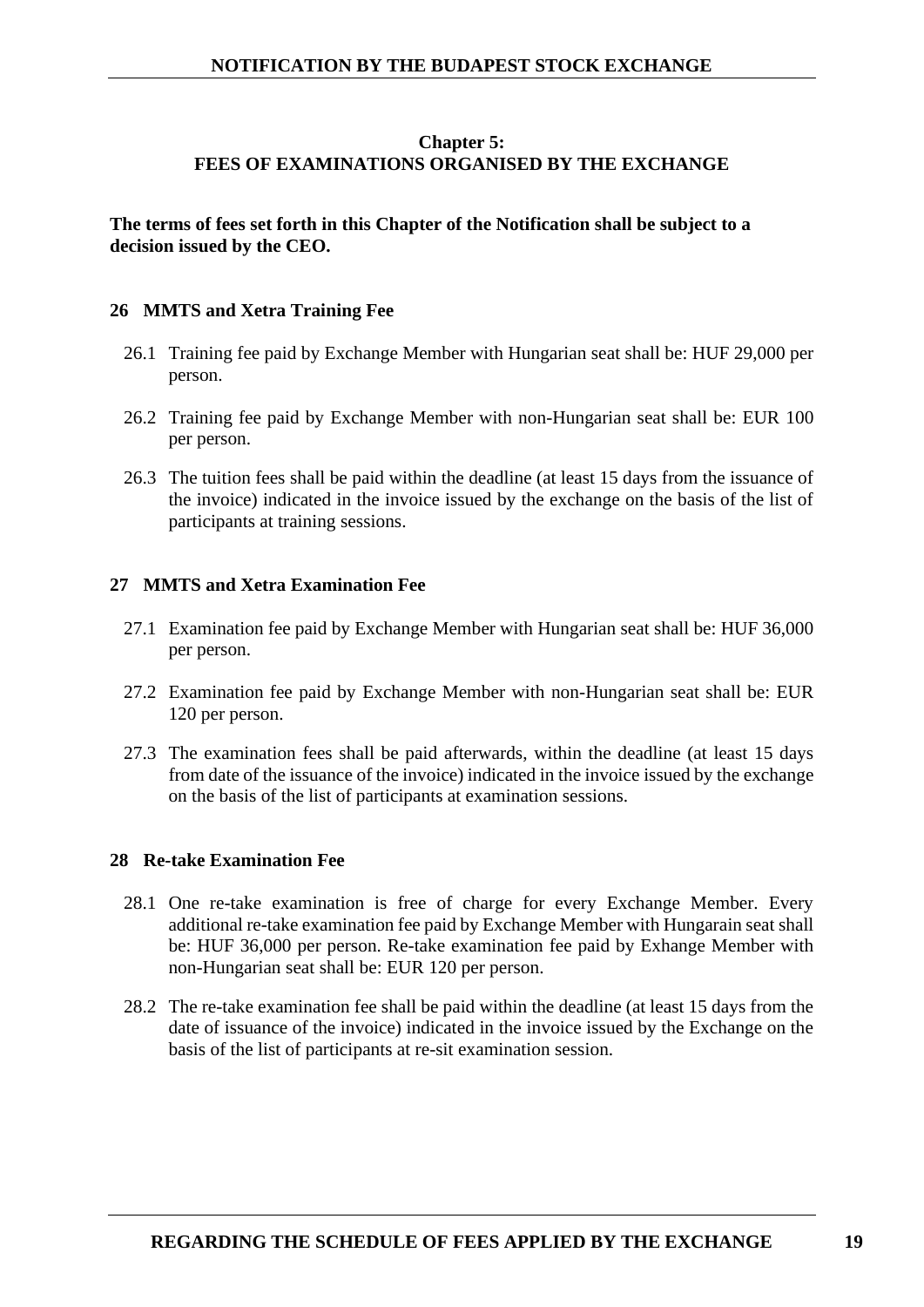## Chapter 5:
## FEES OF EXAMINATIONS ORGANISED BY THE EXCHANGE

**The terms of fees set forth in this Chapter of the Notification shall be subject to a decision issued by the CEO.**

### 26 MMTS and Xetra Training Fee

26.1 Training fee paid by Exchange Member with Hungarian seat shall be: HUF 29,000 per person.

26.2 Training fee paid by Exchange Member with non-Hungarian seat shall be: EUR 100 per person.

26.3 The tuition fees shall be paid within the deadline (at least 15 days from the issuance of the invoice) indicated in the invoice issued by the exchange on the basis of the list of participants at training sessions.

### 27 MMTS and Xetra Examination Fee

27.1 Examination fee paid by Exchange Member with Hungarian seat shall be: HUF 36,000 per person.

27.2 Examination fee paid by Exchange Member with non-Hungarian seat shall be: EUR 120 per person.

27.3 The examination fees shall be paid afterwards, within the deadline (at least 15 days from date of the issuance of the invoice) indicated in the invoice issued by the exchange on the basis of the list of participants at examination sessions.

### 28 Re-take Examination Fee

28.1 One re-take examination is free of charge for every Exchange Member. Every additional re-take examination fee paid by Exchange Member with Hungarain seat shall be: HUF 36,000 per person. Re-take examination fee paid by Exhange Member with non-Hungarian seat shall be: EUR 120 per person.

28.2 The re-take examination fee shall be paid within the deadline (at least 15 days from the date of issuance of the invoice) indicated in the invoice issued by the Exchange on the basis of the list of participants at re-sit examination session.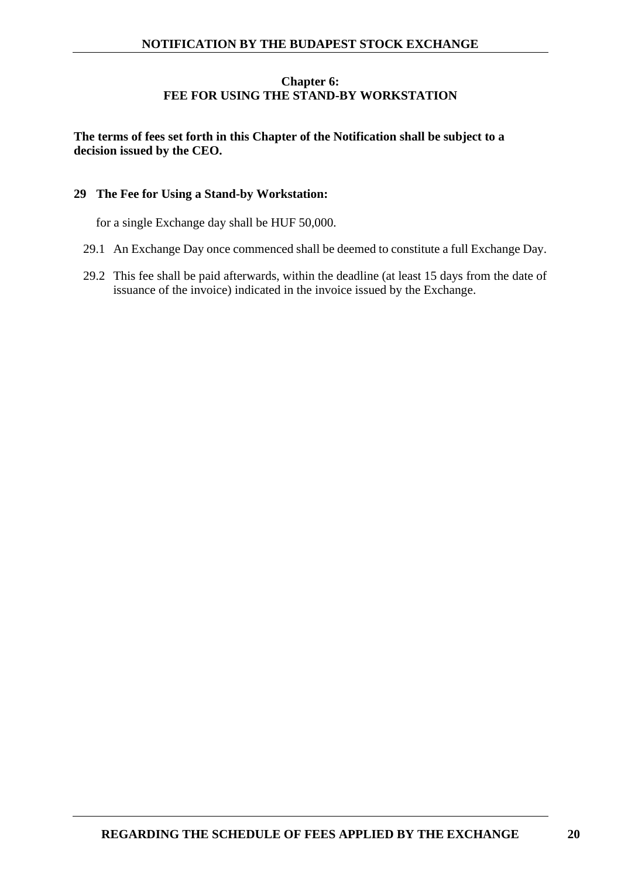## Chapter 6:
## FEE FOR USING THE STAND-BY WORKSTATION

**The terms of fees set forth in this Chapter of the Notification shall be subject to a decision issued by the CEO.**

### 29 The Fee for Using a Stand-by Workstation:

for a single Exchange day shall be HUF 50,000.

29.1 An Exchange Day once commenced shall be deemed to constitute a full Exchange Day.

29.2 This fee shall be paid afterwards, within the deadline (at least 15 days from the date of issuance of the invoice) indicated in the invoice issued by the Exchange.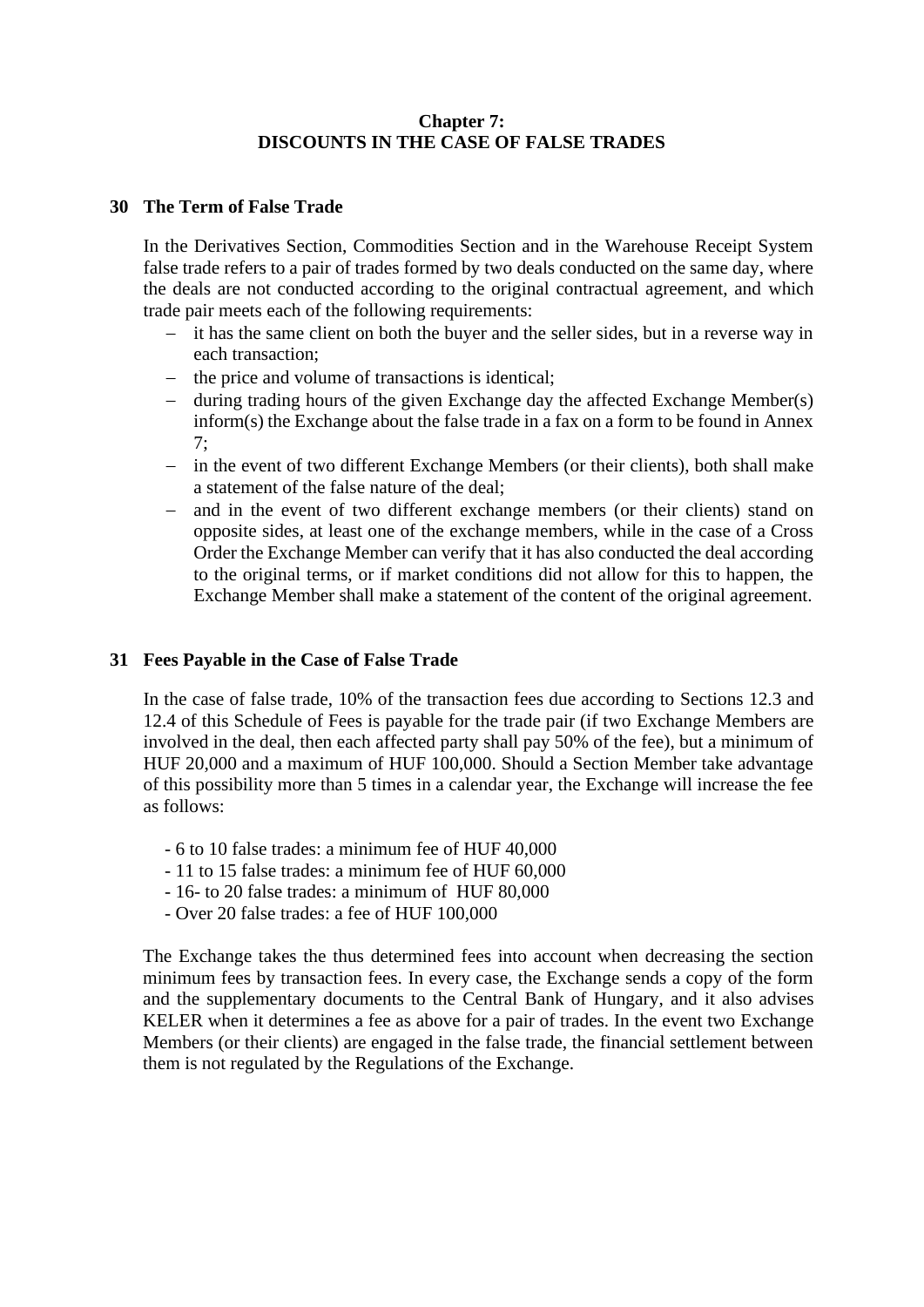# Chapter 7: DISCOUNTS IN THE CASE OF FALSE TRADES

## 30 The Term of False Trade

In the Derivatives Section, Commodities Section and in the Warehouse Receipt System false trade refers to a pair of trades formed by two deals conducted on the same day, where the deals are not conducted according to the original contractual agreement, and which trade pair meets each of the following requirements:

- it has the same client on both the buyer and the seller sides, but in a reverse way in each transaction;
- the price and volume of transactions is identical;
- during trading hours of the given Exchange day the affected Exchange Member(s) inform(s) the Exchange about the false trade in a fax on a form to be found in Annex 7;
- in the event of two different Exchange Members (or their clients), both shall make a statement of the false nature of the deal;
- and in the event of two different exchange members (or their clients) stand on opposite sides, at least one of the exchange members, while in the case of a Cross Order the Exchange Member can verify that it has also conducted the deal according to the original terms, or if market conditions did not allow for this to happen, the Exchange Member shall make a statement of the content of the original agreement.

## 31 Fees Payable in the Case of False Trade

In the case of false trade, 10% of the transaction fees due according to Sections 12.3 and 12.4 of this Schedule of Fees is payable for the trade pair (if two Exchange Members are involved in the deal, then each affected party shall pay 50% of the fee), but a minimum of HUF 20,000 and a maximum of HUF 100,000. Should a Section Member take advantage of this possibility more than 5 times in a calendar year, the Exchange will increase the fee as follows:

- 6 to 10 false trades: a minimum fee of HUF 40,000
- 11 to 15 false trades: a minimum fee of HUF 60,000
- 16- to 20 false trades: a minimum of HUF 80,000
- Over 20 false trades: a fee of HUF 100,000

The Exchange takes the thus determined fees into account when decreasing the section minimum fees by transaction fees. In every case, the Exchange sends a copy of the form and the supplementary documents to the Central Bank of Hungary, and it also advises KELER when it determines a fee as above for a pair of trades. In the event two Exchange Members (or their clients) are engaged in the false trade, the financial settlement between them is not regulated by the Regulations of the Exchange.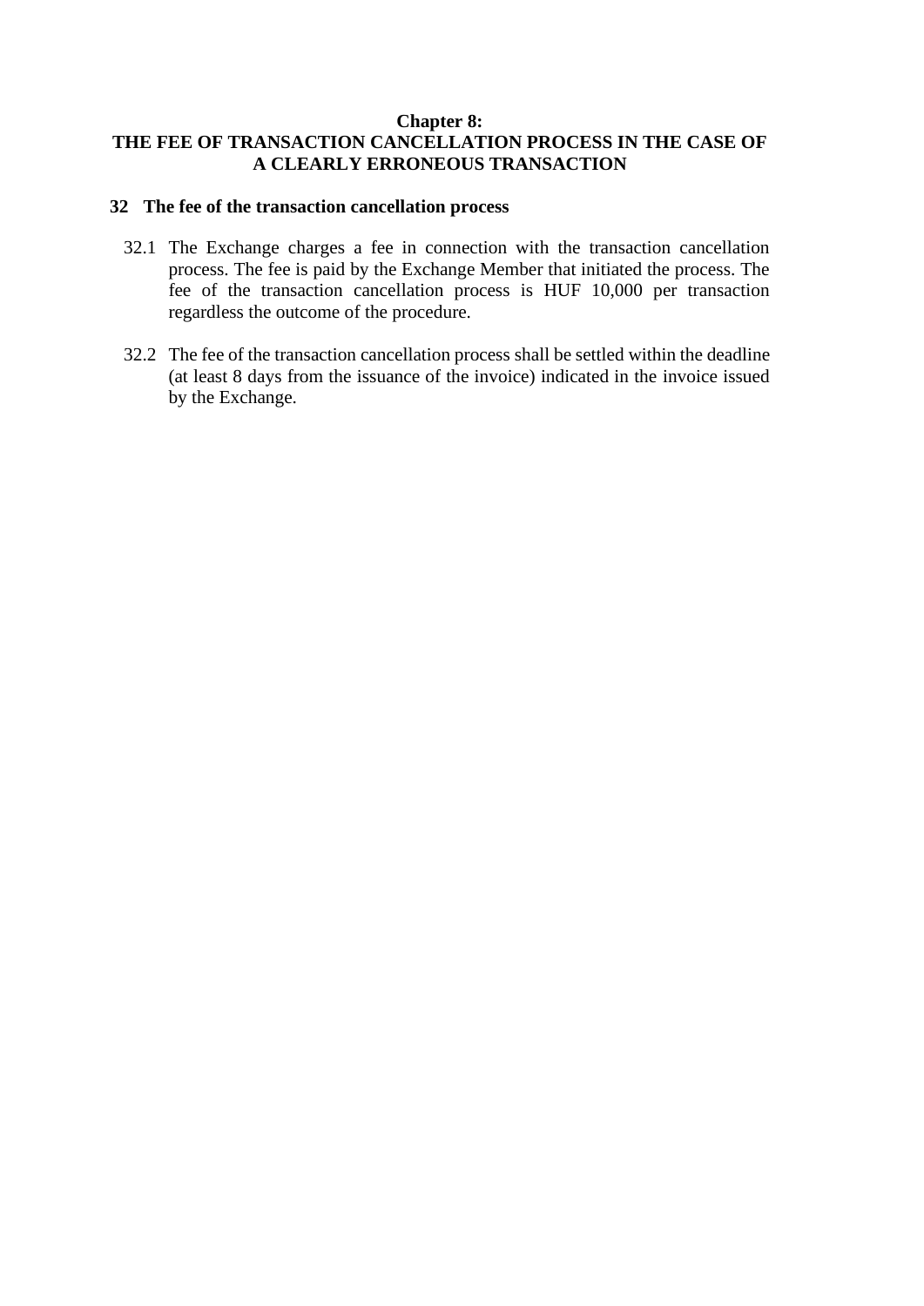# Chapter 8: THE FEE OF TRANSACTION CANCELLATION PROCESS IN THE CASE OF A CLEARLY ERRONEOUS TRANSACTION

## 32 The fee of the transaction cancellation process

32.1 The Exchange charges a fee in connection with the transaction cancellation process. The fee is paid by the Exchange Member that initiated the process. The fee of the transaction cancellation process is HUF 10,000 per transaction regardless the outcome of the procedure.

32.2 The fee of the transaction cancellation process shall be settled within the deadline (at least 8 days from the issuance of the invoice) indicated in the invoice issued by the Exchange.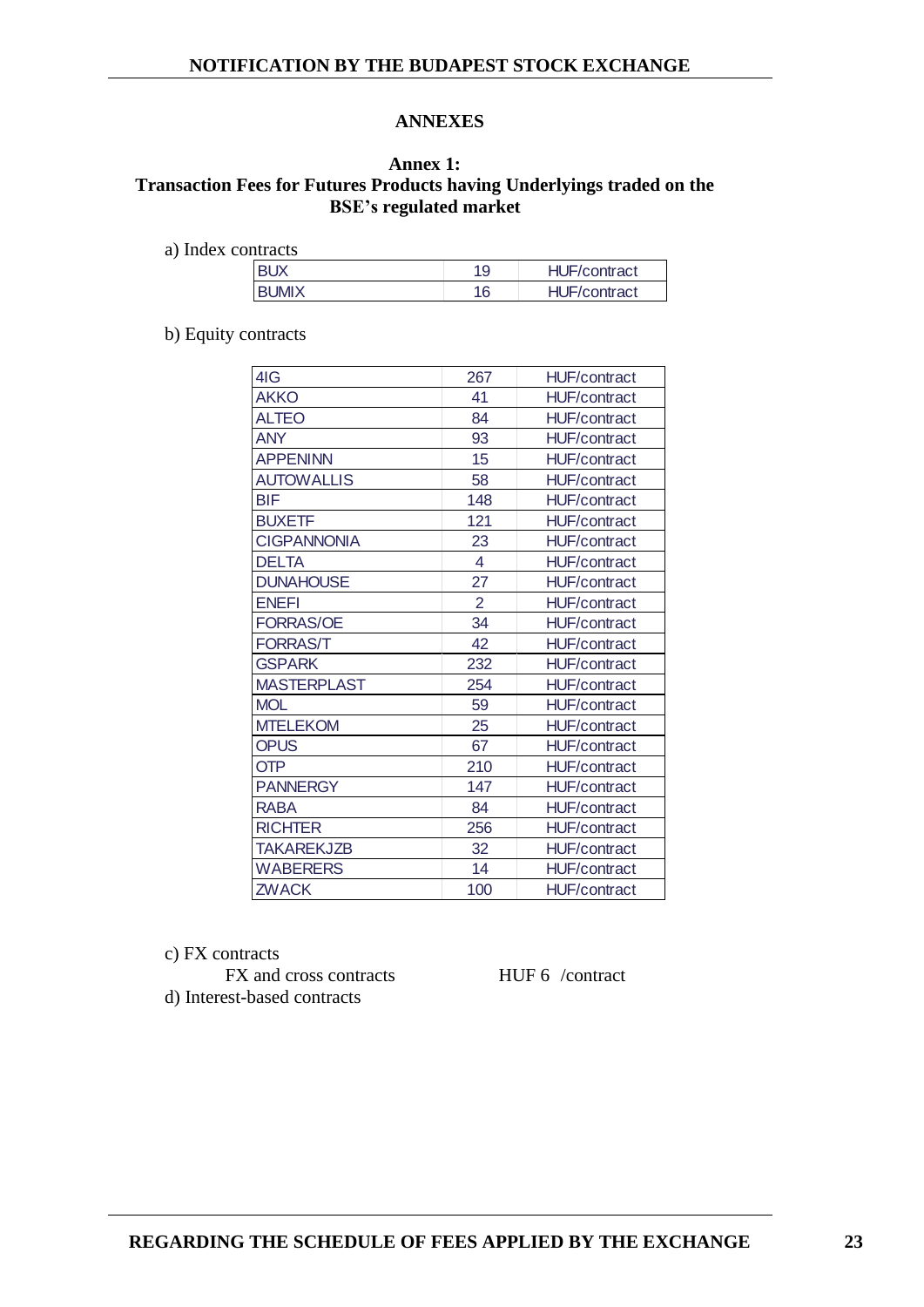## ANNEXES

### Annex 1:
### Transaction Fees for Futures Products having Underlyings traded on the BSE's regulated market

a) Index contracts

| | | |
|---|---|---|
| BUX | 19 | HUF/contract |
| BUMIX | 16 | HUF/contract |

b) Equity contracts

| | | |
|---|---|---|
| 4IG | 267 | HUF/contract |
| AKKO | 41 | HUF/contract |
| ALTEO | 84 | HUF/contract |
| ANY | 93 | HUF/contract |
| APPENINN | 15 | HUF/contract |
| AUTOWALLIS | 58 | HUF/contract |
| BIF | 148 | HUF/contract |
| BUXETF | 121 | HUF/contract |
| CIGPANNONIA | 23 | HUF/contract |
| DELTA | 4 | HUF/contract |
| DUNAHOUSE | 27 | HUF/contract |
| ENEFI | 2 | HUF/contract |
| FORRAS/OE | 34 | HUF/contract |
| FORRAS/T | 42 | HUF/contract |
| GSPARK | 232 | HUF/contract |
| MASTERPLAST | 254 | HUF/contract |
| MOL | 59 | HUF/contract |
| MTELEKOM | 25 | HUF/contract |
| OPUS | 67 | HUF/contract |
| OTP | 210 | HUF/contract |
| PANNERGY | 147 | HUF/contract |
| RABA | 84 | HUF/contract |
| RICHTER | 256 | HUF/contract |
| TAKAREKJZB | 32 | HUF/contract |
| WABERERS | 14 | HUF/contract |
| ZWACK | 100 | HUF/contract |

c) FX contracts

FX and cross contracts HUF 6 /contract

d) Interest-based contracts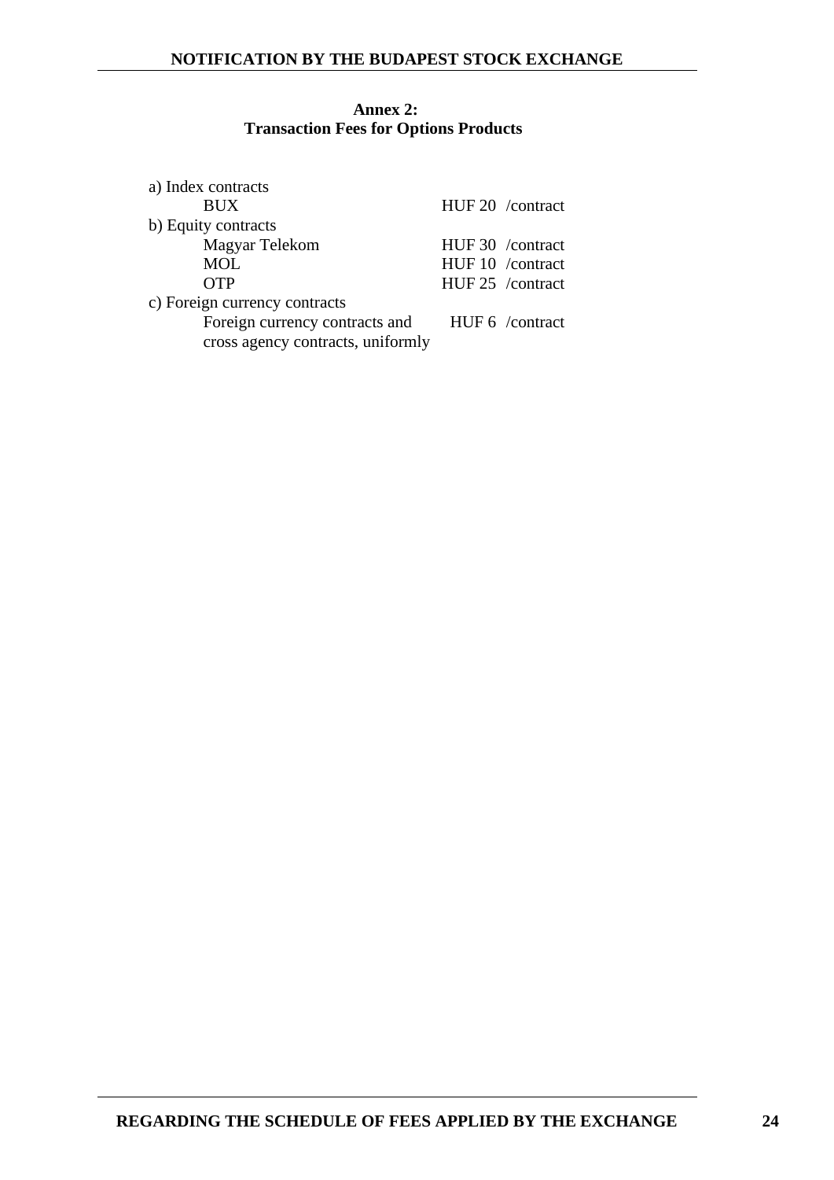**Annex 2:**
**Transaction Fees for Options Products**

| | |
|---|---|
| a) Index contracts | |
| BUX | HUF 20 /contract |
| b) Equity contracts | |
| Magyar Telekom | HUF 30 /contract |
| MOL | HUF 10 /contract |
| OTP | HUF 25 /contract |
| c) Foreign currency contracts | |
| Foreign currency contracts and cross agency contracts, uniformly | HUF 6 /contract |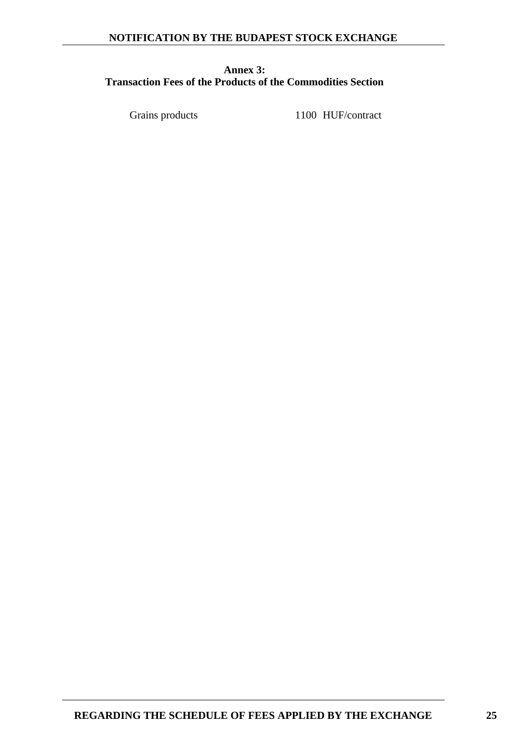**Annex 3:**
**Transaction Fees of the Products of the Commodities Section**

| | |
|---|---|
| Grains products | 1100 HUF/contract |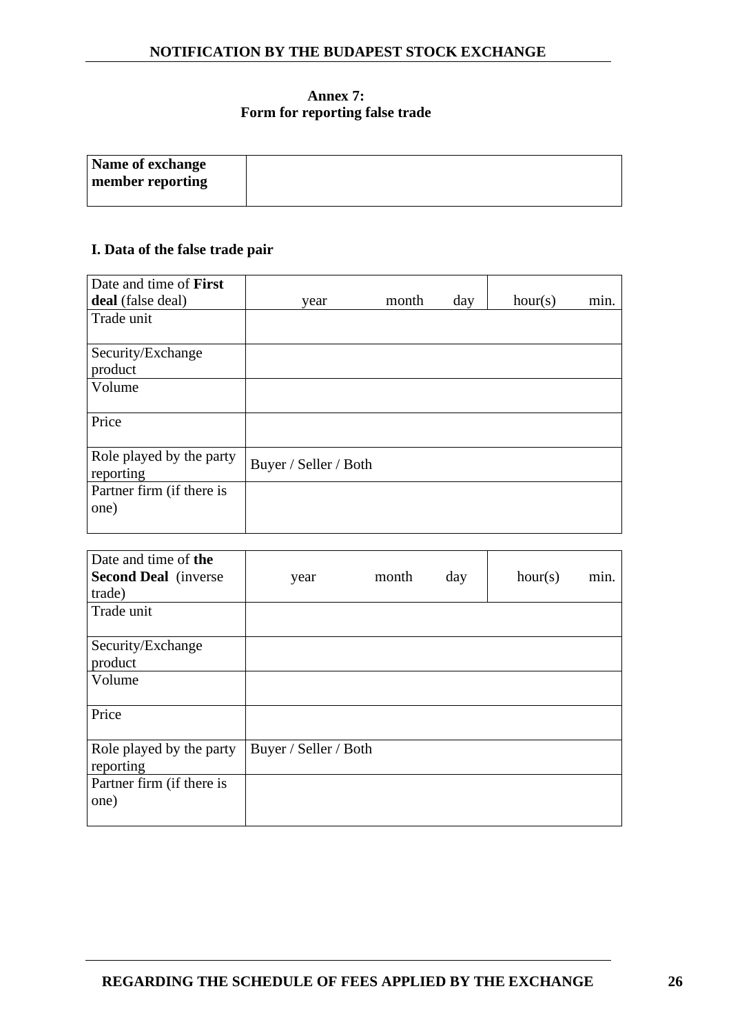**Annex 7:**
**Form for reporting false trade**

| **Name of exchange member reporting** | |
|---|---|

**I. Data of the false trade pair**

| Date and time of **First deal** (false deal) | year | month | day | hour(s) | min. |
|---|---|---|---|---|---|
| Trade unit | | | | | |
| Security/Exchange product | | | | | |
| Volume | | | | | |
| Price | | | | | |
| Role played by the party reporting | Buyer / Seller / Both | | | | |
| Partner firm (if there is one) | | | | | |

| Date and time of **the Second Deal** (inverse trade) | year | month | day | hour(s) | min. |
|---|---|---|---|---|---|
| Trade unit | | | | | |
| Security/Exchange product | | | | | |
| Volume | | | | | |
| Price | | | | | |
| Role played by the party reporting | Buyer / Seller / Both | | | | |
| Partner firm (if there is one) | | | | | |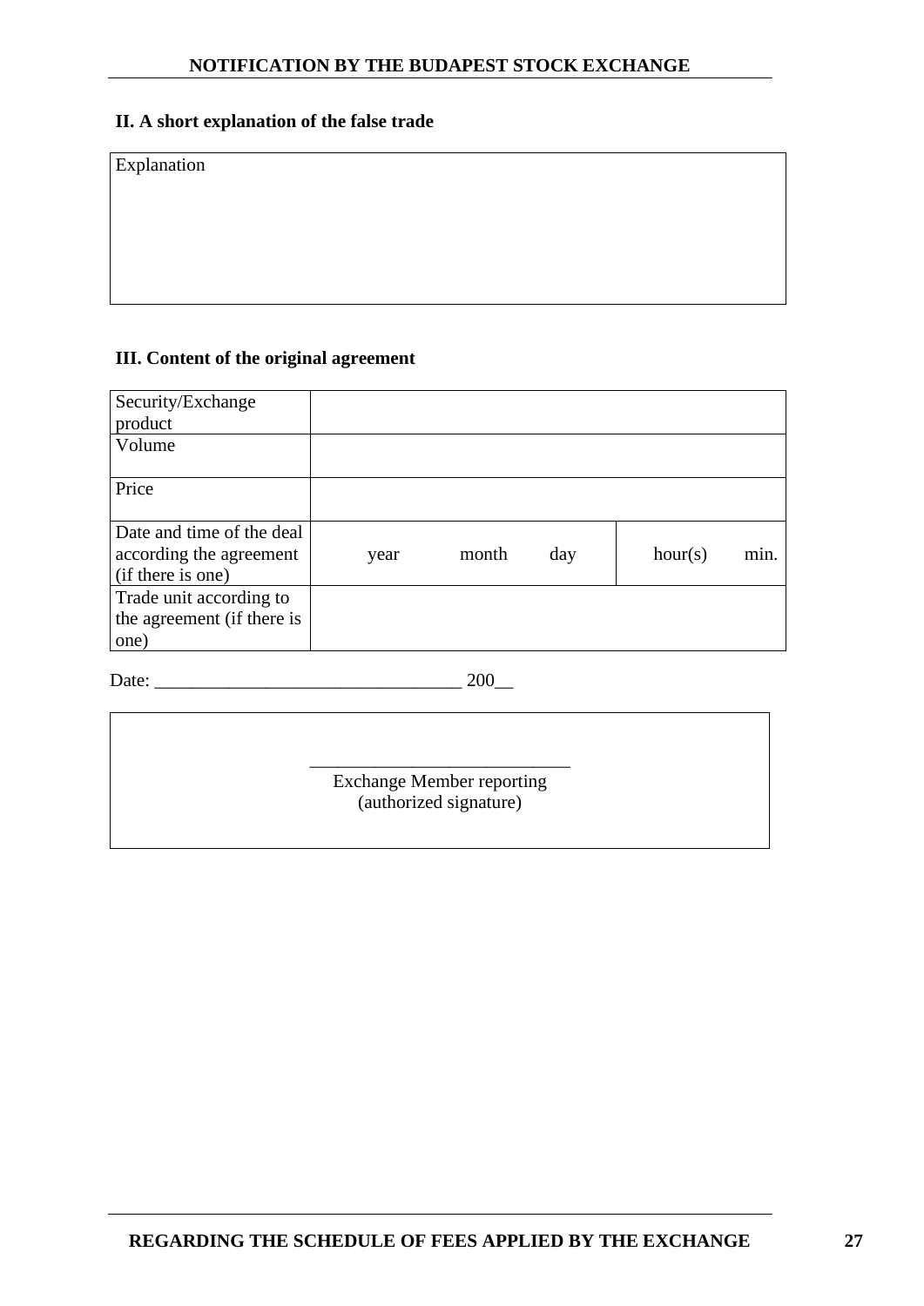## II. A short explanation of the false trade

| Explanation |
|---|
| |

## III. Content of the original agreement

| | | | | | |
|---|---|---|---|---|---|
| Security/Exchange product | | | | | |
| Volume | | | | | |
| Price | | | | | |
| Date and time of the deal according the agreement (if there is one) | year | month | day | hour(s) | min. |
| Trade unit according to the agreement (if there is one) | | | | | |

Date: \_\_\_\_\_\_\_\_\_\_\_\_\_\_\_\_\_\_\_\_\_\_\_\_\_\_\_\_\_\_\_\_ 200\_\_

\_\_\_\_\_\_\_\_\_\_\_\_\_\_\_\_\_\_\_\_\_\_\_\_\_\_\_\_

Exchange Member reporting
(authorized signature)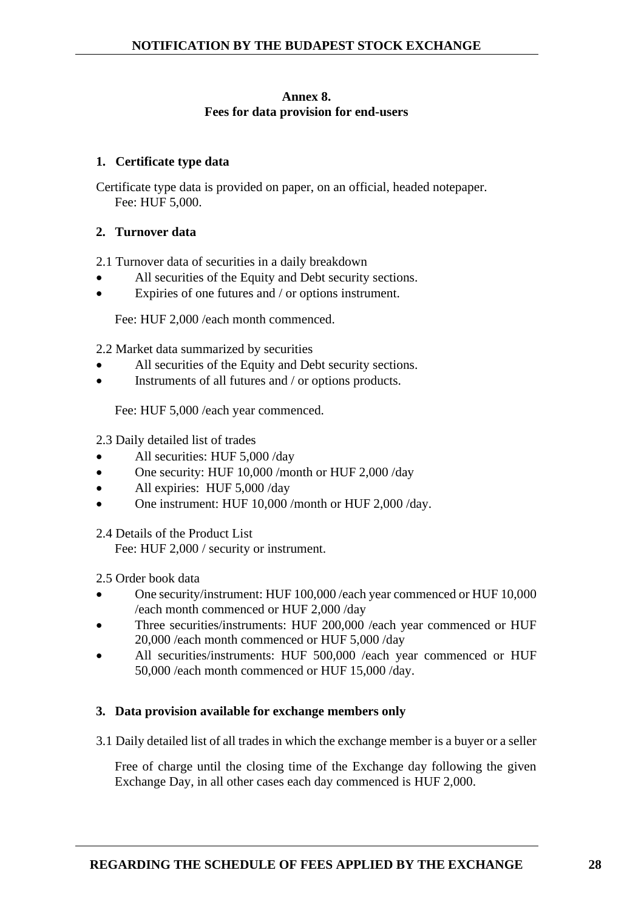## Annex 8.
## Fees for data provision for end-users

### 1. Certificate type data

Certificate type data is provided on paper, on an official, headed notepaper.
Fee: HUF 5,000.

### 2. Turnover data

2.1 Turnover data of securities in a daily breakdown

- All securities of the Equity and Debt security sections.
- Expiries of one futures and / or options instrument.

Fee: HUF 2,000 /each month commenced.

2.2 Market data summarized by securities

- All securities of the Equity and Debt security sections.
- Instruments of all futures and / or options products.

Fee: HUF 5,000 /each year commenced.

2.3 Daily detailed list of trades

- All securities: HUF 5,000 /day
- One security: HUF 10,000 /month or HUF 2,000 /day
- All expiries: HUF 5,000 /day
- One instrument: HUF 10,000 /month or HUF 2,000 /day.

2.4 Details of the Product List
Fee: HUF 2,000 / security or instrument.

2.5 Order book data

- One security/instrument: HUF 100,000 /each year commenced or HUF 10,000 /each month commenced or HUF 2,000 /day
- Three securities/instruments: HUF 200,000 /each year commenced or HUF 20,000 /each month commenced or HUF 5,000 /day
- All securities/instruments: HUF 500,000 /each year commenced or HUF 50,000 /each month commenced or HUF 15,000 /day.

### 3. Data provision available for exchange members only

3.1 Daily detailed list of all trades in which the exchange member is a buyer or a seller

Free of charge until the closing time of the Exchange day following the given Exchange Day, in all other cases each day commenced is HUF 2,000.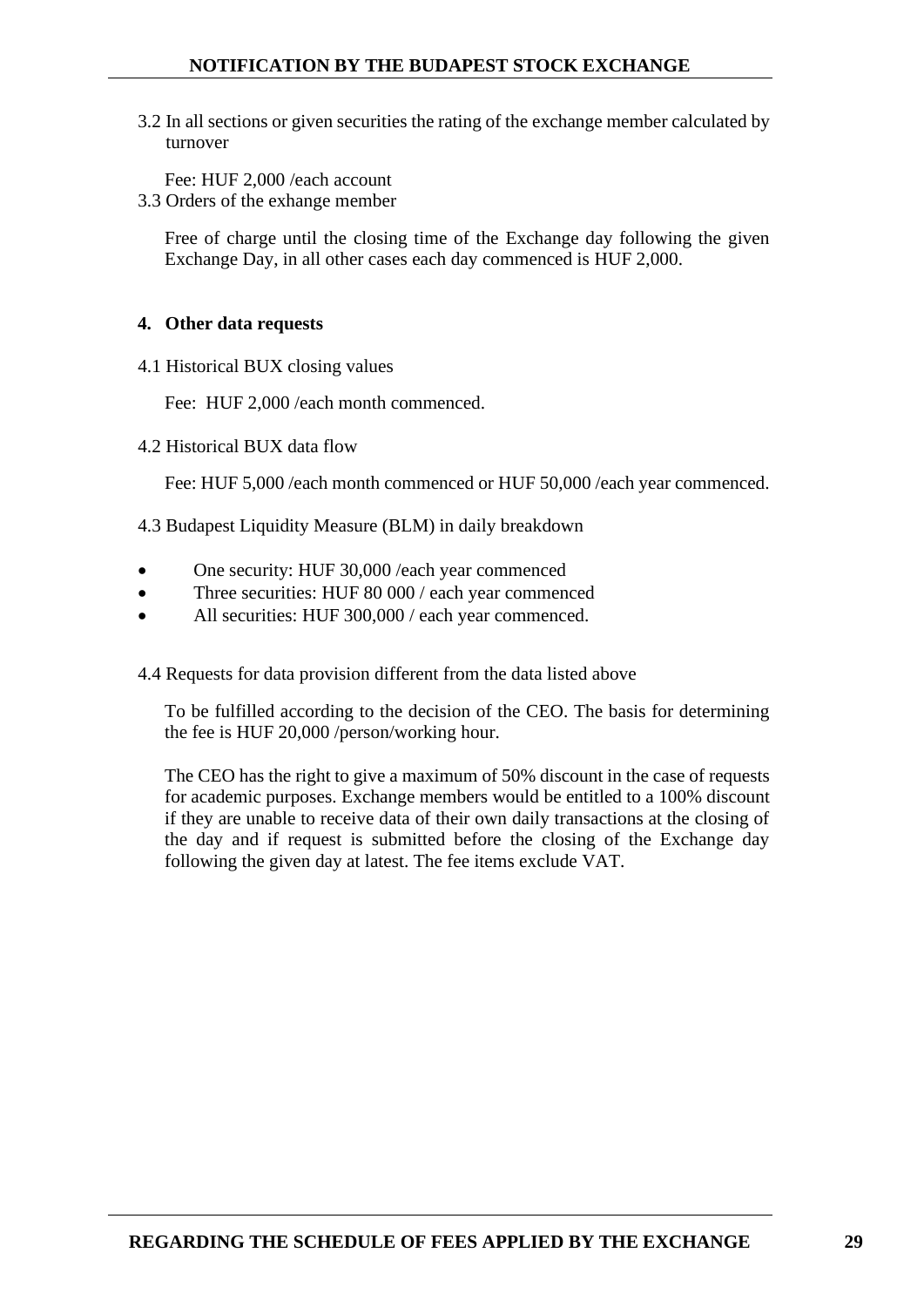3.2 In all sections or given securities the rating of the exchange member calculated by turnover

Fee: HUF 2,000 /each account

3.3 Orders of the exhange member

Free of charge until the closing time of the Exchange day following the given Exchange Day, in all other cases each day commenced is HUF 2,000.

## 4. Other data requests

4.1 Historical BUX closing values

Fee: HUF 2,000 /each month commenced.

4.2 Historical BUX data flow

Fee: HUF 5,000 /each month commenced or HUF 50,000 /each year commenced.

4.3 Budapest Liquidity Measure (BLM) in daily breakdown

- One security: HUF 30,000 /each year commenced
- Three securities: HUF 80 000 / each year commenced
- All securities: HUF 300,000 / each year commenced.

4.4 Requests for data provision different from the data listed above

To be fulfilled according to the decision of the CEO. The basis for determining the fee is HUF 20,000 /person/working hour.

The CEO has the right to give a maximum of 50% discount in the case of requests for academic purposes. Exchange members would be entitled to a 100% discount if they are unable to receive data of their own daily transactions at the closing of the day and if request is submitted before the closing of the Exchange day following the given day at latest. The fee items exclude VAT.